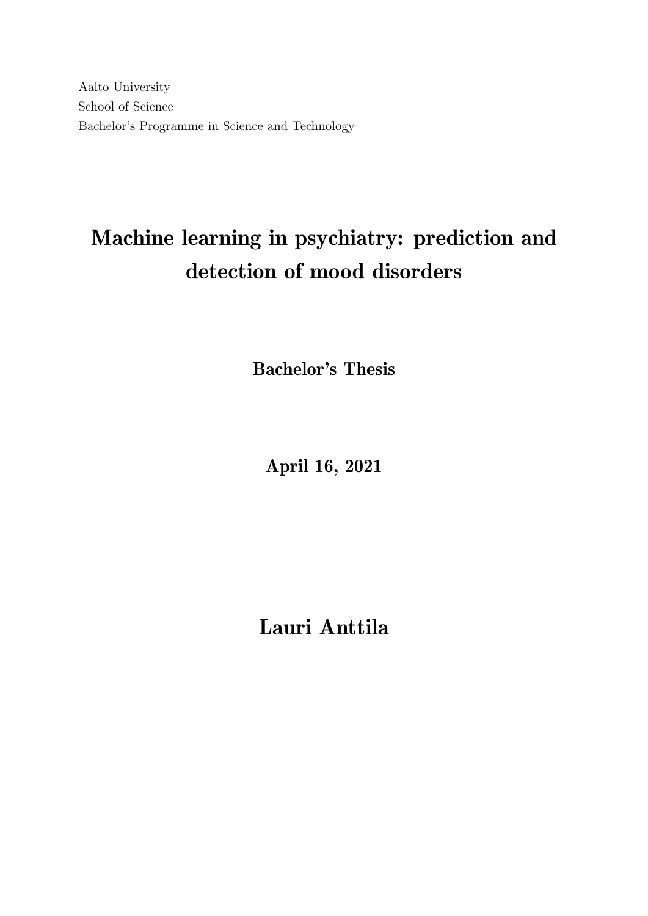Aalto University
School of Science
Bachelor's Programme in Science and Technology

# Machine learning in psychiatry: prediction and detection of mood disorders

**Bachelor's Thesis**

**April 16, 2021**

## Lauri Anttila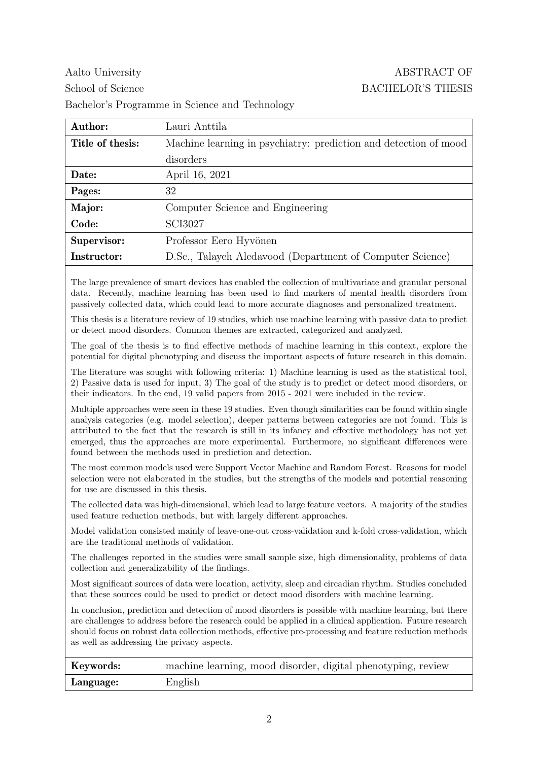Aalto University
School of Science
Bachelor's Programme in Science and Technology

**ABSTRACT OF BACHELOR'S THESIS**

| | |
|---|---|
| **Author:** | Lauri Anttila |
| **Title of thesis:** | Machine learning in psychiatry: prediction and detection of mood disorders |
| **Date:** | April 16, 2021 |
| **Pages:** | 32 |
| **Major:** | Computer Science and Engineering |
| **Code:** | SCI3027 |
| **Supervisor:** | Professor Eero Hyvönen |
| **Instructor:** | D.Sc., Talayeh Aledavood (Department of Computer Science) |

The large prevalence of smart devices has enabled the collection of multivariate and granular personal data. Recently, machine learning has been used to find markers of mental health disorders from passively collected data, which could lead to more accurate diagnoses and personalized treatment.

This thesis is a literature review of 19 studies, which use machine learning with passive data to predict or detect mood disorders. Common themes are extracted, categorized and analyzed.

The goal of the thesis is to find effective methods of machine learning in this context, explore the potential for digital phenotyping and discuss the important aspects of future research in this domain.

The literature was sought with following criteria: 1) Machine learning is used as the statistical tool, 2) Passive data is used for input, 3) The goal of the study is to predict or detect mood disorders, or their indicators. In the end, 19 valid papers from 2015 - 2021 were included in the review.

Multiple approaches were seen in these 19 studies. Even though similarities can be found within single analysis categories (e.g. model selection), deeper patterns between categories are not found. This is attributed to the fact that the research is still in its infancy and effective methodology has not yet emerged, thus the approaches are more experimental. Furthermore, no significant differences were found between the methods used in prediction and detection.

The most common models used were Support Vector Machine and Random Forest. Reasons for model selection were not elaborated in the studies, but the strengths of the models and potential reasoning for use are discussed in this thesis.

The collected data was high-dimensional, which lead to large feature vectors. A majority of the studies used feature reduction methods, but with largely different approaches.

Model validation consisted mainly of leave-one-out cross-validation and k-fold cross-validation, which are the traditional methods of validation.

The challenges reported in the studies were small sample size, high dimensionality, problems of data collection and generalizability of the findings.

Most significant sources of data were location, activity, sleep and circadian rhythm. Studies concluded that these sources could be used to predict or detect mood disorders with machine learning.

In conclusion, prediction and detection of mood disorders is possible with machine learning, but there are challenges to address before the research could be applied in a clinical application. Future research should focus on robust data collection methods, effective pre-processing and feature reduction methods as well as addressing the privacy aspects.

| | |
|---|---|
| **Keywords:** | machine learning, mood disorder, digital phenotyping, review |
| **Language:** | English |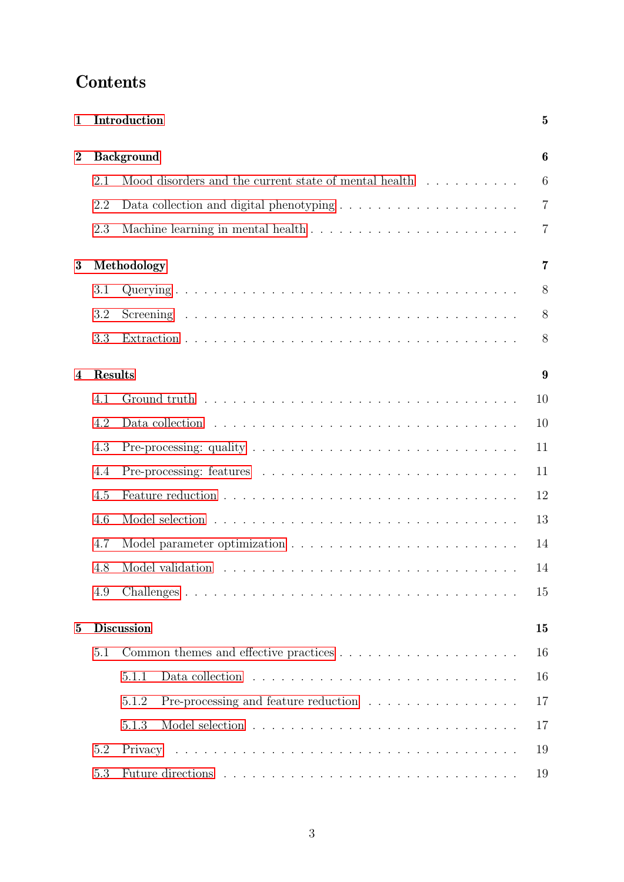# Contents

**1 Introduction** **5**

**2 Background** **6**

- 2.1 Mood disorders and the current state of mental health . . . . . . . . . . 6
- 2.2 Data collection and digital phenotyping . . . . . . . . . . . . . . . . . . 7
- 2.3 Machine learning in mental health . . . . . . . . . . . . . . . . . . . . . 7

**3 Methodology** **7**

- 3.1 Querying . . . . . . . . . . . . . . . . . . . . . . . . . . . . . . . . . . 8
- 3.2 Screening . . . . . . . . . . . . . . . . . . . . . . . . . . . . . . . . . . 8
- 3.3 Extraction . . . . . . . . . . . . . . . . . . . . . . . . . . . . . . . . . 8

**4 Results** **9**

- 4.1 Ground truth . . . . . . . . . . . . . . . . . . . . . . . . . . . . . . . . 10
- 4.2 Data collection . . . . . . . . . . . . . . . . . . . . . . . . . . . . . . . 10
- 4.3 Pre-processing: quality . . . . . . . . . . . . . . . . . . . . . . . . . . . 11
- 4.4 Pre-processing: features . . . . . . . . . . . . . . . . . . . . . . . . . . 11
- 4.5 Feature reduction . . . . . . . . . . . . . . . . . . . . . . . . . . . . . . 12
- 4.6 Model selection . . . . . . . . . . . . . . . . . . . . . . . . . . . . . . . 13
- 4.7 Model parameter optimization . . . . . . . . . . . . . . . . . . . . . . . 14
- 4.8 Model validation . . . . . . . . . . . . . . . . . . . . . . . . . . . . . . 14
- 4.9 Challenges . . . . . . . . . . . . . . . . . . . . . . . . . . . . . . . . . . 15

**5 Discussion** **15**

- 5.1 Common themes and effective practices . . . . . . . . . . . . . . . . . . 16
  - 5.1.1 Data collection . . . . . . . . . . . . . . . . . . . . . . . . . . . 16
  - 5.1.2 Pre-processing and feature reduction . . . . . . . . . . . . . . . 17
  - 5.1.3 Model selection . . . . . . . . . . . . . . . . . . . . . . . . . . . 17
- 5.2 Privacy . . . . . . . . . . . . . . . . . . . . . . . . . . . . . . . . . . . 19
- 5.3 Future directions . . . . . . . . . . . . . . . . . . . . . . . . . . . . . . 19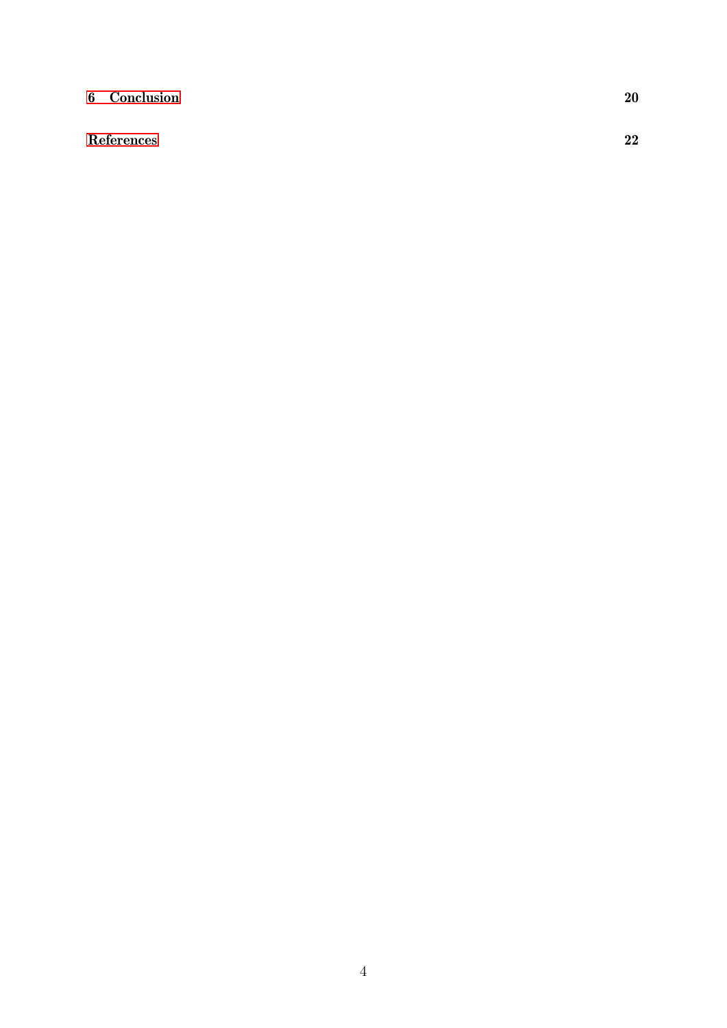**6 Conclusion** **20**

**References** **22**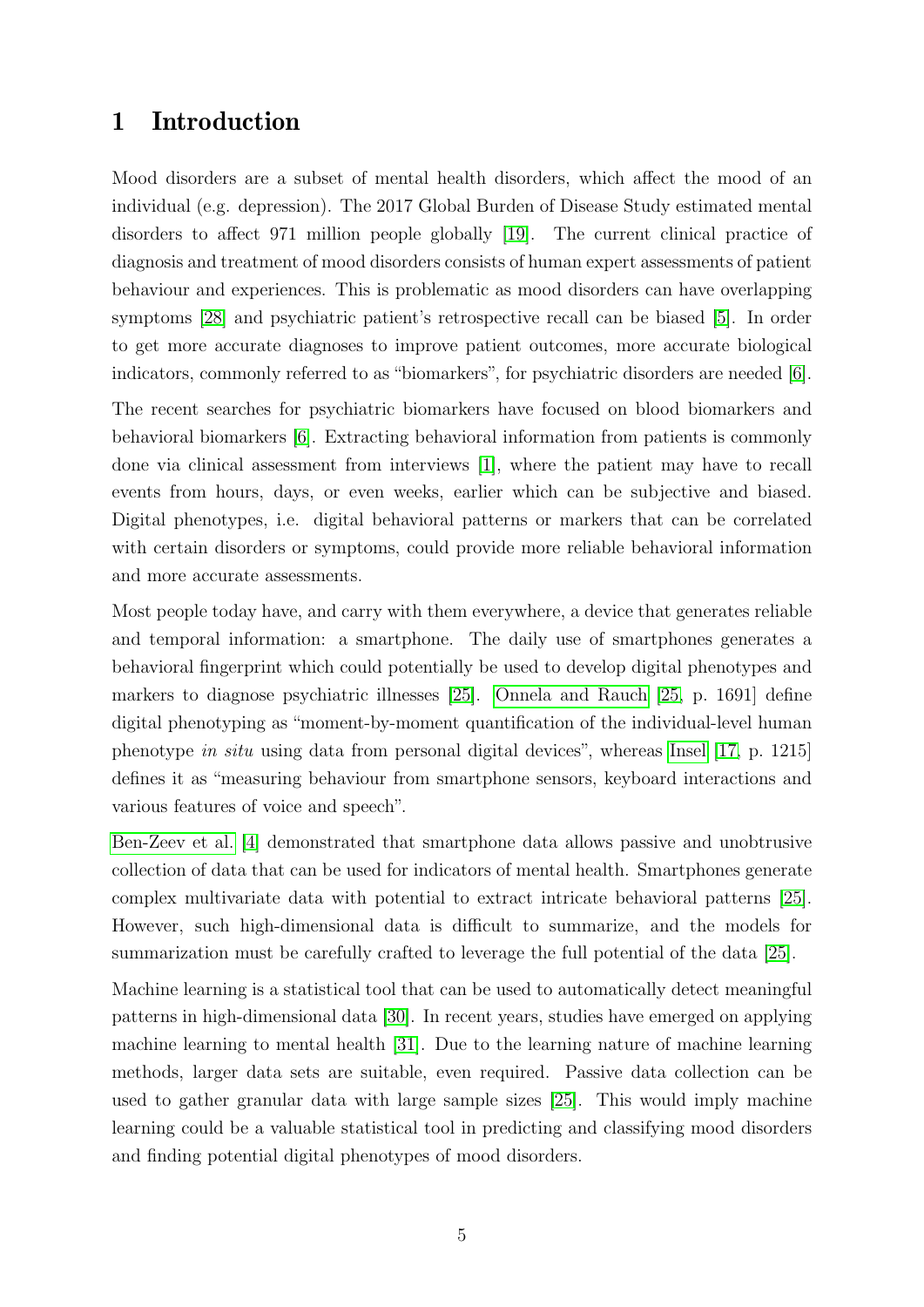# 1 Introduction

Mood disorders are a subset of mental health disorders, which affect the mood of an individual (e.g. depression). The 2017 Global Burden of Disease Study estimated mental disorders to affect 971 million people globally [19]. The current clinical practice of diagnosis and treatment of mood disorders consists of human expert assessments of patient behaviour and experiences. This is problematic as mood disorders can have overlapping symptoms [28] and psychiatric patient's retrospective recall can be biased [5]. In order to get more accurate diagnoses to improve patient outcomes, more accurate biological indicators, commonly referred to as "biomarkers", for psychiatric disorders are needed [6].

The recent searches for psychiatric biomarkers have focused on blood biomarkers and behavioral biomarkers [6]. Extracting behavioral information from patients is commonly done via clinical assessment from interviews [1], where the patient may have to recall events from hours, days, or even weeks, earlier which can be subjective and biased. Digital phenotypes, i.e. digital behavioral patterns or markers that can be correlated with certain disorders or symptoms, could provide more reliable behavioral information and more accurate assessments.

Most people today have, and carry with them everywhere, a device that generates reliable and temporal information: a smartphone. The daily use of smartphones generates a behavioral fingerprint which could potentially be used to develop digital phenotypes and markers to diagnose psychiatric illnesses [25]. Onnela and Rauch [25, p. 1691] define digital phenotyping as "moment-by-moment quantification of the individual-level human phenotype *in situ* using data from personal digital devices", whereas Insel [17, p. 1215] defines it as "measuring behaviour from smartphone sensors, keyboard interactions and various features of voice and speech".

Ben-Zeev et al. [4] demonstrated that smartphone data allows passive and unobtrusive collection of data that can be used for indicators of mental health. Smartphones generate complex multivariate data with potential to extract intricate behavioral patterns [25]. However, such high-dimensional data is difficult to summarize, and the models for summarization must be carefully crafted to leverage the full potential of the data [25].

Machine learning is a statistical tool that can be used to automatically detect meaningful patterns in high-dimensional data [30]. In recent years, studies have emerged on applying machine learning to mental health [31]. Due to the learning nature of machine learning methods, larger data sets are suitable, even required. Passive data collection can be used to gather granular data with large sample sizes [25]. This would imply machine learning could be a valuable statistical tool in predicting and classifying mood disorders and finding potential digital phenotypes of mood disorders.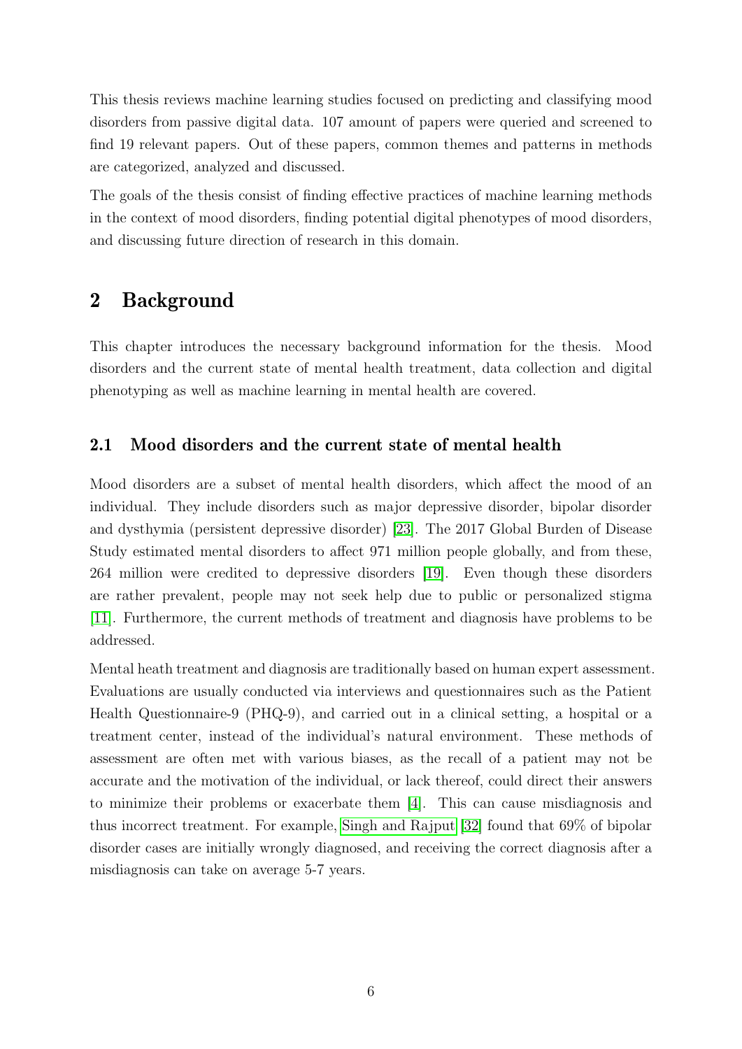This thesis reviews machine learning studies focused on predicting and classifying mood disorders from passive digital data. 107 amount of papers were queried and screened to find 19 relevant papers. Out of these papers, common themes and patterns in methods are categorized, analyzed and discussed.

The goals of the thesis consist of finding effective practices of machine learning methods in the context of mood disorders, finding potential digital phenotypes of mood disorders, and discussing future direction of research in this domain.

# 2 Background

This chapter introduces the necessary background information for the thesis. Mood disorders and the current state of mental health treatment, data collection and digital phenotyping as well as machine learning in mental health are covered.

## 2.1 Mood disorders and the current state of mental health

Mood disorders are a subset of mental health disorders, which affect the mood of an individual. They include disorders such as major depressive disorder, bipolar disorder and dysthymia (persistent depressive disorder) [23]. The 2017 Global Burden of Disease Study estimated mental disorders to affect 971 million people globally, and from these, 264 million were credited to depressive disorders [19]. Even though these disorders are rather prevalent, people may not seek help due to public or personalized stigma [11]. Furthermore, the current methods of treatment and diagnosis have problems to be addressed.

Mental heath treatment and diagnosis are traditionally based on human expert assessment. Evaluations are usually conducted via interviews and questionnaires such as the Patient Health Questionnaire-9 (PHQ-9), and carried out in a clinical setting, a hospital or a treatment center, instead of the individual's natural environment. These methods of assessment are often met with various biases, as the recall of a patient may not be accurate and the motivation of the individual, or lack thereof, could direct their answers to minimize their problems or exacerbate them [4]. This can cause misdiagnosis and thus incorrect treatment. For example, Singh and Rajput [32] found that 69% of bipolar disorder cases are initially wrongly diagnosed, and receiving the correct diagnosis after a misdiagnosis can take on average 5-7 years.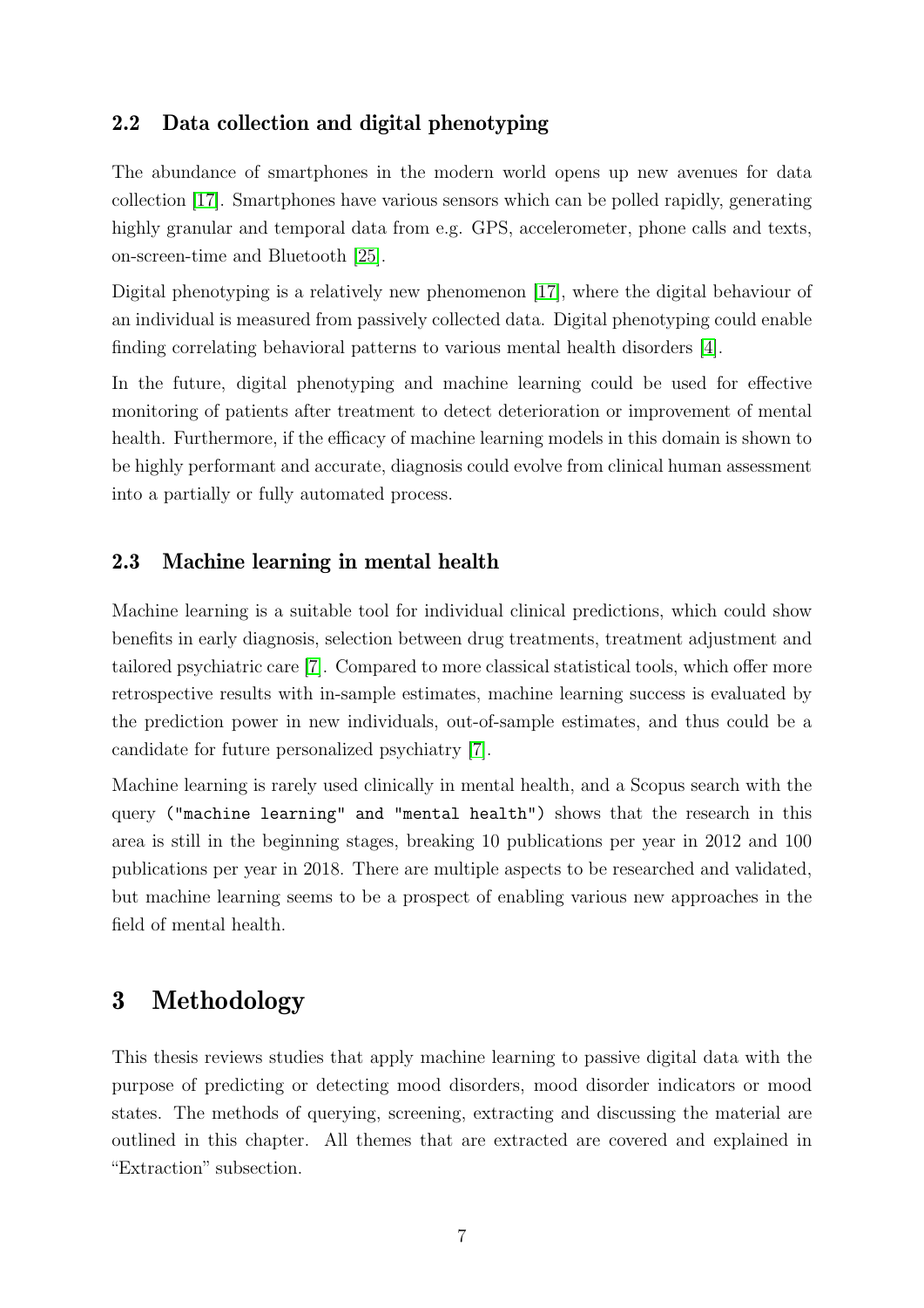### 2.2 Data collection and digital phenotyping

The abundance of smartphones in the modern world opens up new avenues for data collection [17]. Smartphones have various sensors which can be polled rapidly, generating highly granular and temporal data from e.g. GPS, accelerometer, phone calls and texts, on-screen-time and Bluetooth [25].

Digital phenotyping is a relatively new phenomenon [17], where the digital behaviour of an individual is measured from passively collected data. Digital phenotyping could enable finding correlating behavioral patterns to various mental health disorders [4].

In the future, digital phenotyping and machine learning could be used for effective monitoring of patients after treatment to detect deterioration or improvement of mental health. Furthermore, if the efficacy of machine learning models in this domain is shown to be highly performant and accurate, diagnosis could evolve from clinical human assessment into a partially or fully automated process.

### 2.3 Machine learning in mental health

Machine learning is a suitable tool for individual clinical predictions, which could show benefits in early diagnosis, selection between drug treatments, treatment adjustment and tailored psychiatric care [7]. Compared to more classical statistical tools, which offer more retrospective results with in-sample estimates, machine learning success is evaluated by the prediction power in new individuals, out-of-sample estimates, and thus could be a candidate for future personalized psychiatry [7].

Machine learning is rarely used clinically in mental health, and a Scopus search with the query `("machine learning" and "mental health")` shows that the research in this area is still in the beginning stages, breaking 10 publications per year in 2012 and 100 publications per year in 2018. There are multiple aspects to be researched and validated, but machine learning seems to be a prospect of enabling various new approaches in the field of mental health.

## 3 Methodology

This thesis reviews studies that apply machine learning to passive digital data with the purpose of predicting or detecting mood disorders, mood disorder indicators or mood states. The methods of querying, screening, extracting and discussing the material are outlined in this chapter. All themes that are extracted are covered and explained in "Extraction" subsection.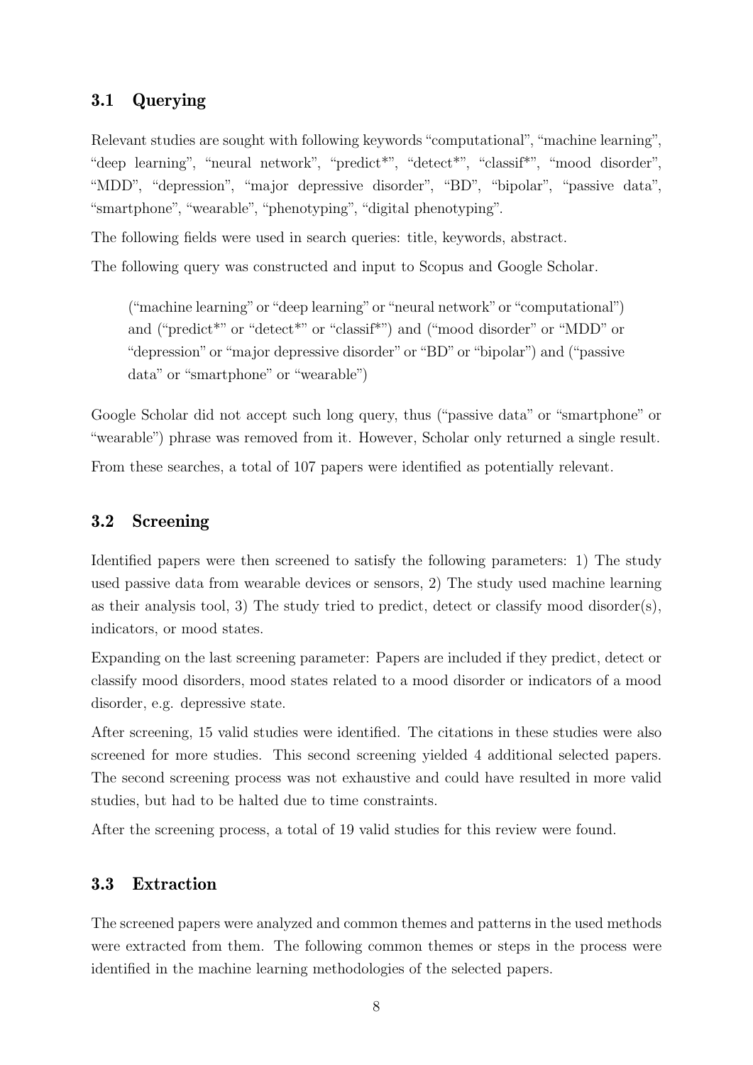### 3.1 Querying

Relevant studies are sought with following keywords "computational", "machine learning", "deep learning", "neural network", "predict*", "detect*", "classif*", "mood disorder", "MDD", "depression", "major depressive disorder", "BD", "bipolar", "passive data", "smartphone", "wearable", "phenotyping", "digital phenotyping".

The following fields were used in search queries: title, keywords, abstract.

The following query was constructed and input to Scopus and Google Scholar.

> ("machine learning" or "deep learning" or "neural network" or "computational") and ("predict*" or "detect*" or "classif*") and ("mood disorder" or "MDD" or "depression" or "major depressive disorder" or "BD" or "bipolar") and ("passive data" or "smartphone" or "wearable")

Google Scholar did not accept such long query, thus ("passive data" or "smartphone" or "wearable") phrase was removed from it. However, Scholar only returned a single result.

From these searches, a total of 107 papers were identified as potentially relevant.

### 3.2 Screening

Identified papers were then screened to satisfy the following parameters: 1) The study used passive data from wearable devices or sensors, 2) The study used machine learning as their analysis tool, 3) The study tried to predict, detect or classify mood disorder(s), indicators, or mood states.

Expanding on the last screening parameter: Papers are included if they predict, detect or classify mood disorders, mood states related to a mood disorder or indicators of a mood disorder, e.g. depressive state.

After screening, 15 valid studies were identified. The citations in these studies were also screened for more studies. This second screening yielded 4 additional selected papers. The second screening process was not exhaustive and could have resulted in more valid studies, but had to be halted due to time constraints.

After the screening process, a total of 19 valid studies for this review were found.

### 3.3 Extraction

The screened papers were analyzed and common themes and patterns in the used methods were extracted from them. The following common themes or steps in the process were identified in the machine learning methodologies of the selected papers.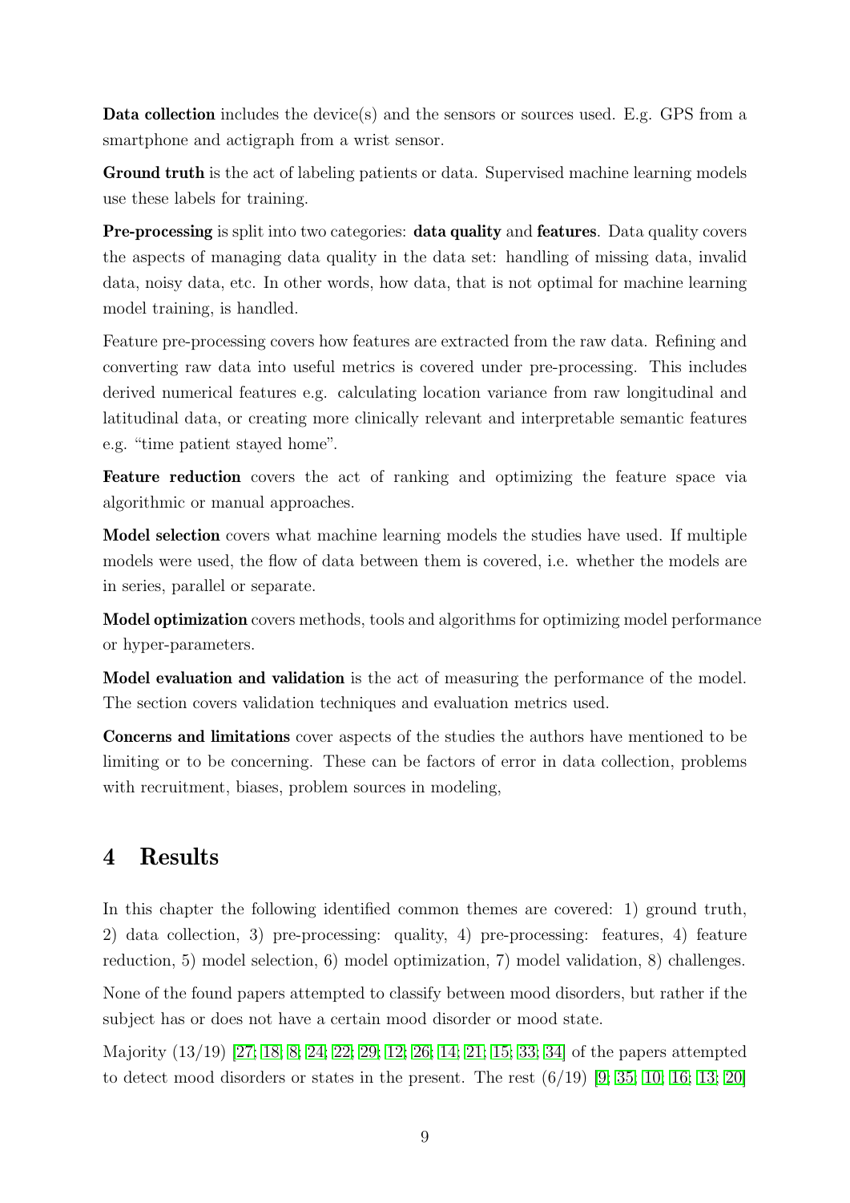**Data collection** includes the device(s) and the sensors or sources used. E.g. GPS from a smartphone and actigraph from a wrist sensor.

**Ground truth** is the act of labeling patients or data. Supervised machine learning models use these labels for training.

**Pre-processing** is split into two categories: **data quality** and **features**. Data quality covers the aspects of managing data quality in the data set: handling of missing data, invalid data, noisy data, etc. In other words, how data, that is not optimal for machine learning model training, is handled.

Feature pre-processing covers how features are extracted from the raw data. Refining and converting raw data into useful metrics is covered under pre-processing. This includes derived numerical features e.g. calculating location variance from raw longitudinal and latitudinal data, or creating more clinically relevant and interpretable semantic features e.g. "time patient stayed home".

**Feature reduction** covers the act of ranking and optimizing the feature space via algorithmic or manual approaches.

**Model selection** covers what machine learning models the studies have used. If multiple models were used, the flow of data between them is covered, i.e. whether the models are in series, parallel or separate.

**Model optimization** covers methods, tools and algorithms for optimizing model performance or hyper-parameters.

**Model evaluation and validation** is the act of measuring the performance of the model. The section covers validation techniques and evaluation metrics used.

**Concerns and limitations** cover aspects of the studies the authors have mentioned to be limiting or to be concerning. These can be factors of error in data collection, problems with recruitment, biases, problem sources in modeling,

# 4 Results

In this chapter the following identified common themes are covered: 1) ground truth, 2) data collection, 3) pre-processing: quality, 4) pre-processing: features, 4) feature reduction, 5) model selection, 6) model optimization, 7) model validation, 8) challenges.

None of the found papers attempted to classify between mood disorders, but rather if the subject has or does not have a certain mood disorder or mood state.

Majority (13/19) [27; 18; 8; 24; 22; 29; 12; 26; 14; 21; 15; 33; 34] of the papers attempted to detect mood disorders or states in the present. The rest (6/19) [9; 35; 10; 16; 13; 20]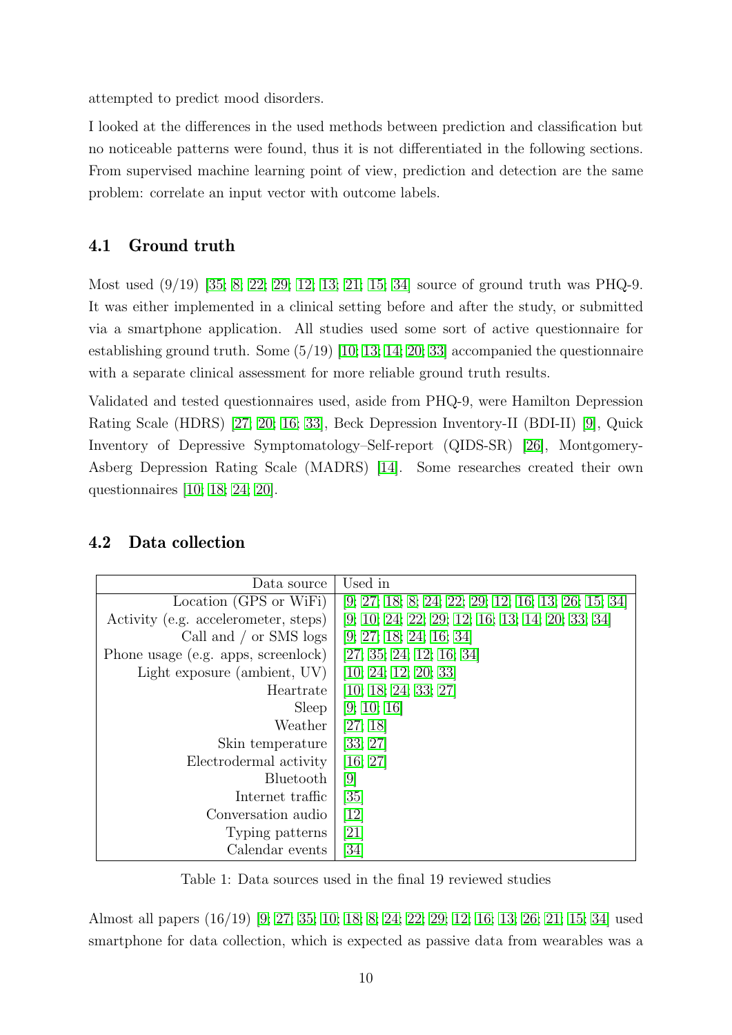attempted to predict mood disorders.

I looked at the differences in the used methods between prediction and classification but no noticeable patterns were found, thus it is not differentiated in the following sections. From supervised machine learning point of view, prediction and detection are the same problem: correlate an input vector with outcome labels.

### 4.1 Ground truth

Most used (9/19) [35; 8; 22; 29; 12; 13; 21; 15; 34] source of ground truth was PHQ-9. It was either implemented in a clinical setting before and after the study, or submitted via a smartphone application. All studies used some sort of active questionnaire for establishing ground truth. Some (5/19) [10; 13; 14; 20; 33] accompanied the questionnaire with a separate clinical assessment for more reliable ground truth results.

Validated and tested questionnaires used, aside from PHQ-9, were Hamilton Depression Rating Scale (HDRS) [27; 20; 16; 33], Beck Depression Inventory-II (BDI-II) [9], Quick Inventory of Depressive Symptomatology–Self-report (QIDS-SR) [26], Montgomery-Asberg Depression Rating Scale (MADRS) [14]. Some researches created their own questionnaires [10; 18; 24; 20].

### 4.2 Data collection

| Data source | Used in |
|---|---|
| Location (GPS or WiFi) | [9; 27; 18; 8; 24; 22; 29; 12; 16; 13; 26; 15; 34] |
| Activity (e.g. accelerometer, steps) | [9; 10; 24; 22; 29; 12; 16; 13; 14; 20; 33; 34] |
| Call and / or SMS logs | [9; 27; 18; 24; 16; 34] |
| Phone usage (e.g. apps, screenlock) | [27; 35; 24; 12; 16; 34] |
| Light exposure (ambient, UV) | [10; 24; 12; 20; 33] |
| Heartrate | [10; 18; 24; 33; 27] |
| Sleep | [9; 10; 16] |
| Weather | [27; 18] |
| Skin temperature | [33; 27] |
| Electrodermal activity | [16; 27] |
| Bluetooth | [9] |
| Internet traffic | [35] |
| Conversation audio | [12] |
| Typing patterns | [21] |
| Calendar events | [34] |

Table 1: Data sources used in the final 19 reviewed studies

Almost all papers (16/19) [9; 27; 35; 10; 18; 8; 24; 22; 29; 12; 16; 13; 26; 21; 15; 34] used smartphone for data collection, which is expected as passive data from wearables was a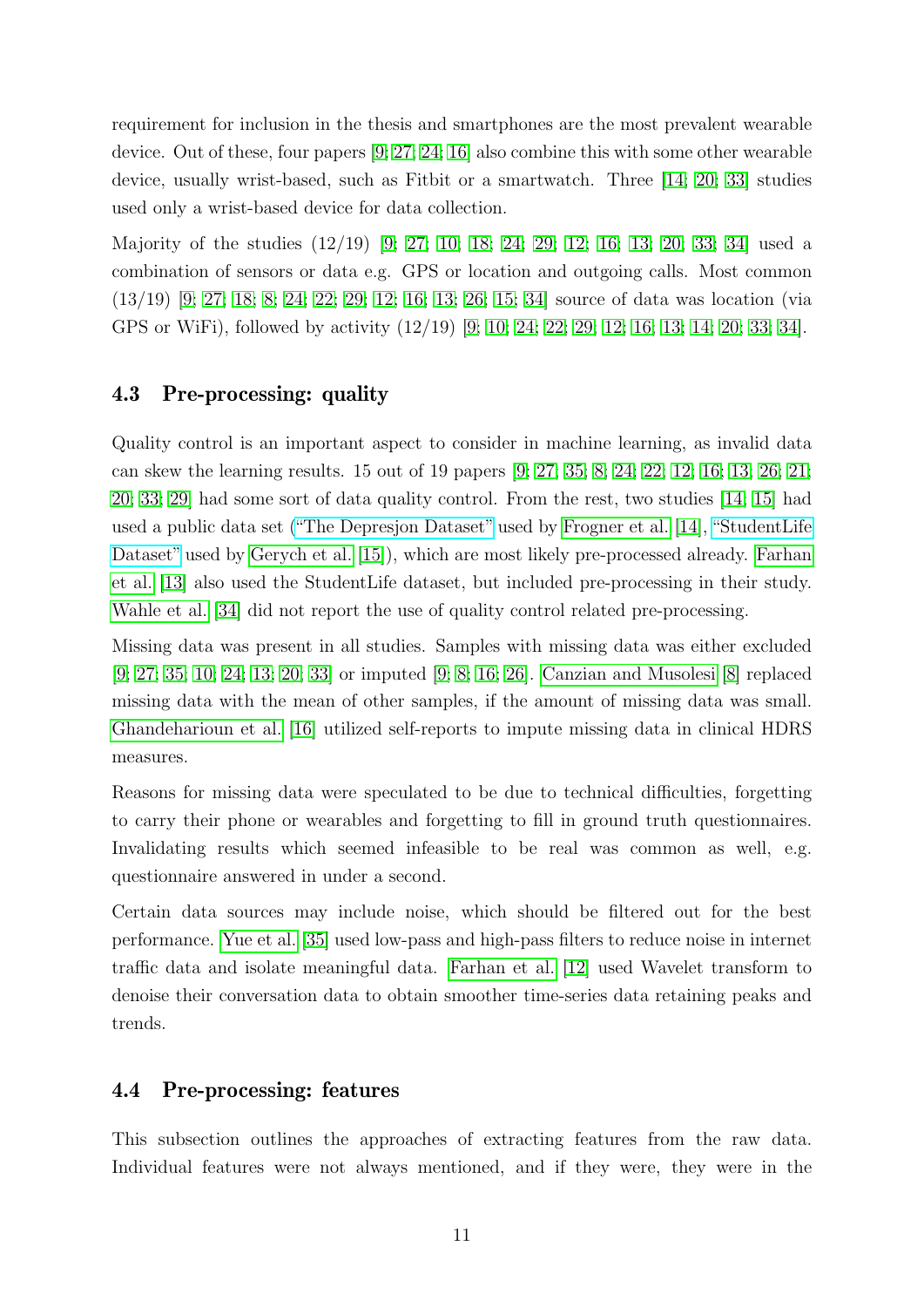requirement for inclusion in the thesis and smartphones are the most prevalent wearable device. Out of these, four papers [9; 27; 24; 16] also combine this with some other wearable device, usually wrist-based, such as Fitbit or a smartwatch. Three [14; 20; 33] studies used only a wrist-based device for data collection.

Majority of the studies (12/19) [9; 27; 10; 18; 24; 29; 12; 16; 13; 20; 33; 34] used a combination of sensors or data e.g. GPS or location and outgoing calls. Most common (13/19) [9; 27; 18; 8; 24; 22; 29; 12; 16; 13; 26; 15; 34] source of data was location (via GPS or WiFi), followed by activity (12/19) [9; 10; 24; 22; 29; 12; 16; 13; 14; 20; 33; 34].

### 4.3 Pre-processing: quality

Quality control is an important aspect to consider in machine learning, as invalid data can skew the learning results. 15 out of 19 papers [9; 27; 35; 8; 24; 22; 12; 16; 13; 26; 21; 20; 33; 29] had some sort of data quality control. From the rest, two studies [14; 15] had used a public data set ("The Depresjon Dataset" used by Frogner et al. [14], "StudentLife Dataset" used by Gerych et al. [15]), which are most likely pre-processed already. Farhan et al. [13] also used the StudentLife dataset, but included pre-processing in their study. Wahle et al. [34] did not report the use of quality control related pre-processing.

Missing data was present in all studies. Samples with missing data was either excluded [9; 27; 35; 10; 24; 13; 20; 33] or imputed [9; 8; 16; 26]. Canzian and Musolesi [8] replaced missing data with the mean of other samples, if the amount of missing data was small. Ghandeharioun et al. [16] utilized self-reports to impute missing data in clinical HDRS measures.

Reasons for missing data were speculated to be due to technical difficulties, forgetting to carry their phone or wearables and forgetting to fill in ground truth questionnaires. Invalidating results which seemed infeasible to be real was common as well, e.g. questionnaire answered in under a second.

Certain data sources may include noise, which should be filtered out for the best performance. Yue et al. [35] used low-pass and high-pass filters to reduce noise in internet traffic data and isolate meaningful data. Farhan et al. [12] used Wavelet transform to denoise their conversation data to obtain smoother time-series data retaining peaks and trends.

### 4.4 Pre-processing: features

This subsection outlines the approaches of extracting features from the raw data. Individual features were not always mentioned, and if they were, they were in the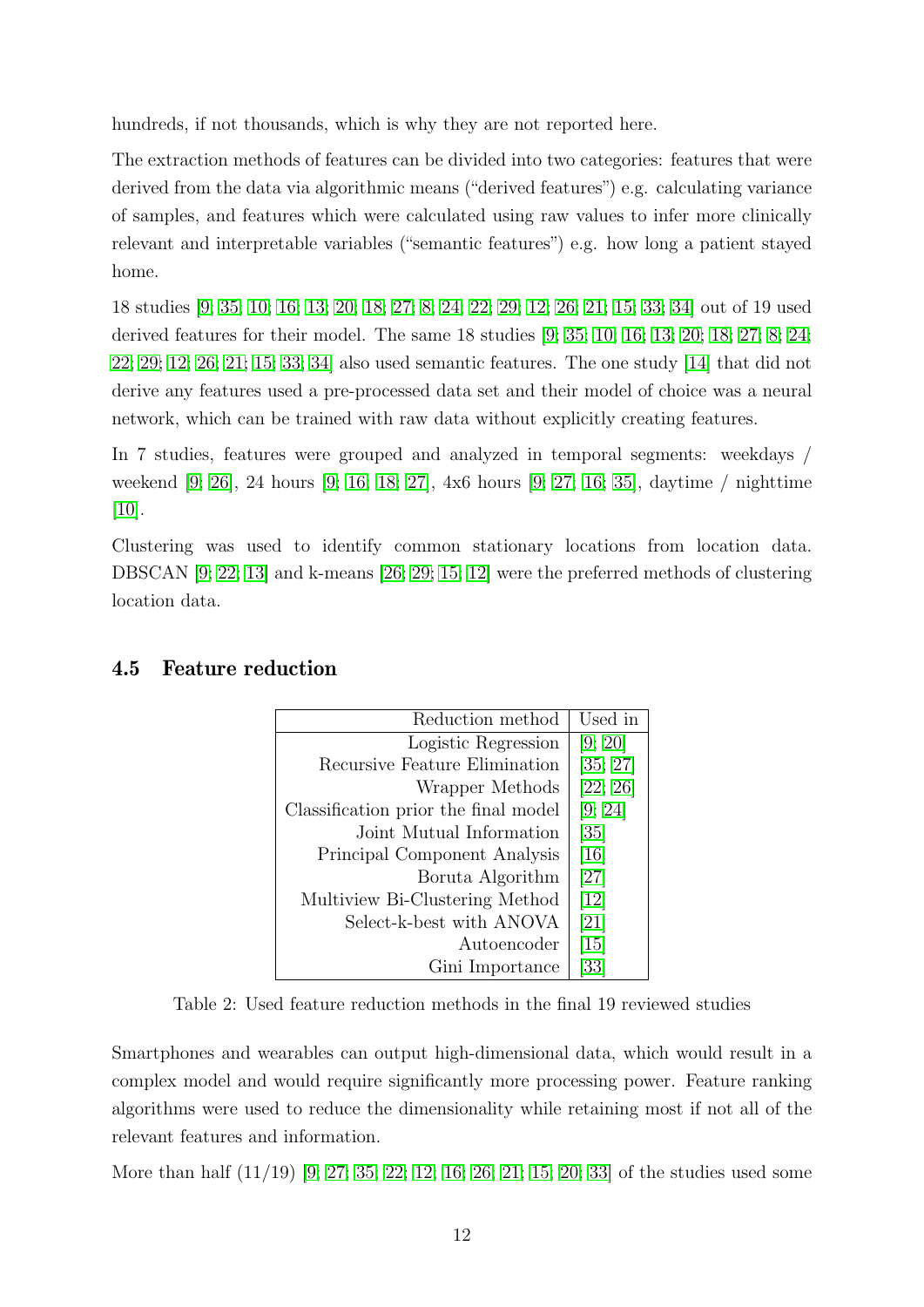hundreds, if not thousands, which is why they are not reported here.

The extraction methods of features can be divided into two categories: features that were derived from the data via algorithmic means ("derived features") e.g. calculating variance of samples, and features which were calculated using raw values to infer more clinically relevant and interpretable variables ("semantic features") e.g. how long a patient stayed home.

18 studies [9; 35; 10; 16; 13; 20; 18; 27; 8; 24; 22; 29; 12; 26; 21; 15; 33; 34] out of 19 used derived features for their model. The same 18 studies [9; 35; 10; 16; 13; 20; 18; 27; 8; 24; 22; 29; 12; 26; 21; 15; 33; 34] also used semantic features. The one study [14] that did not derive any features used a pre-processed data set and their model of choice was a neural network, which can be trained with raw data without explicitly creating features.

In 7 studies, features were grouped and analyzed in temporal segments: weekdays / weekend [9; 26], 24 hours [9; 16; 18; 27], 4x6 hours [9; 27; 16; 35], daytime / nighttime [10].

Clustering was used to identify common stationary locations from location data. DBSCAN [9; 22; 13] and k-means [26; 29; 15; 12] were the preferred methods of clustering location data.

### 4.5 Feature reduction

| Reduction method | Used in |
|---:|---|
| Logistic Regression | [9; 20] |
| Recursive Feature Elimination | [35; 27] |
| Wrapper Methods | [22; 26] |
| Classification prior the final model | [9; 24] |
| Joint Mutual Information | [35] |
| Principal Component Analysis | [16] |
| Boruta Algorithm | [27] |
| Multiview Bi-Clustering Method | [12] |
| Select-k-best with ANOVA | [21] |
| Autoencoder | [15] |
| Gini Importance | [33] |

Table 2: Used feature reduction methods in the final 19 reviewed studies

Smartphones and wearables can output high-dimensional data, which would result in a complex model and would require significantly more processing power. Feature ranking algorithms were used to reduce the dimensionality while retaining most if not all of the relevant features and information.

More than half (11/19) [9; 27; 35; 22; 12; 16; 26; 21; 15; 20; 33] of the studies used some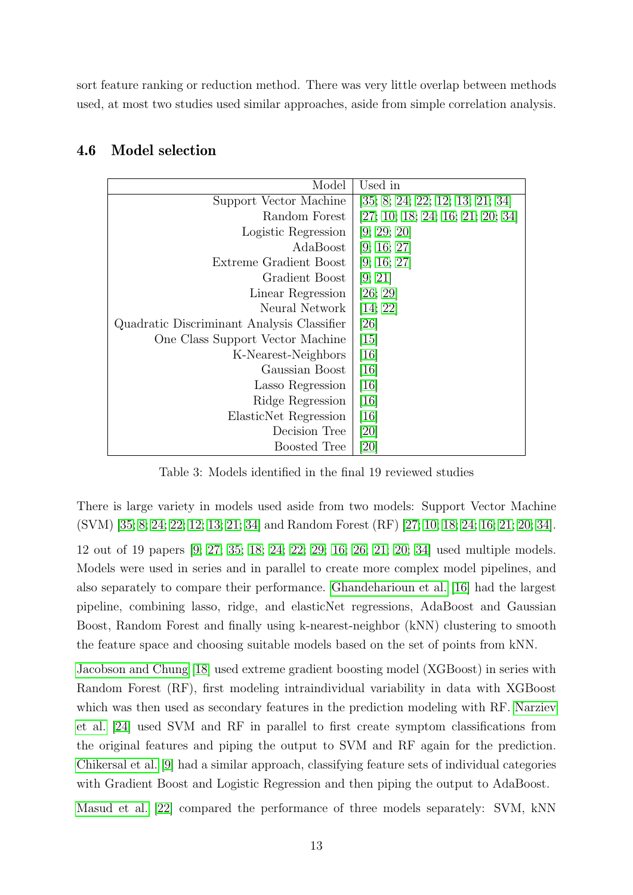sort feature ranking or reduction method. There was very little overlap between methods used, at most two studies used similar approaches, aside from simple correlation analysis.

### 4.6 Model selection

| Model | Used in |
|---|---|
| Support Vector Machine | [35; 8; 24; 22; 12; 13; 21; 34] |
| Random Forest | [27; 10; 18; 24; 16; 21; 20; 34] |
| Logistic Regression | [9; 29; 20] |
| AdaBoost | [9; 16; 27] |
| Extreme Gradient Boost | [9; 16; 27] |
| Gradient Boost | [9; 21] |
| Linear Regression | [26; 29] |
| Neural Network | [14; 22] |
| Quadratic Discriminant Analysis Classifier | [26] |
| One Class Support Vector Machine | [15] |
| K-Nearest-Neighbors | [16] |
| Gaussian Boost | [16] |
| Lasso Regression | [16] |
| Ridge Regression | [16] |
| ElasticNet Regression | [16] |
| Decision Tree | [20] |
| Boosted Tree | [20] |

Table 3: Models identified in the final 19 reviewed studies

There is large variety in models used aside from two models: Support Vector Machine (SVM) [35; 8; 24; 22; 12; 13; 21; 34] and Random Forest (RF) [27; 10; 18; 24; 16; 21; 20; 34].

12 out of 19 papers [9; 27; 35; 18; 24; 22; 29; 16; 26; 21; 20; 34] used multiple models. Models were used in series and in parallel to create more complex model pipelines, and also separately to compare their performance. Ghandeharioun et al. [16] had the largest pipeline, combining lasso, ridge, and elasticNet regressions, AdaBoost and Gaussian Boost, Random Forest and finally using k-nearest-neighbor (kNN) clustering to smooth the feature space and choosing suitable models based on the set of points from kNN.

Jacobson and Chung [18] used extreme gradient boosting model (XGBoost) in series with Random Forest (RF), first modeling intraindividual variability in data with XGBoost which was then used as secondary features in the prediction modeling with RF. Narziev et al. [24] used SVM and RF in parallel to first create symptom classifications from the original features and piping the output to SVM and RF again for the prediction. Chikersal et al. [9] had a similar approach, classifying feature sets of individual categories with Gradient Boost and Logistic Regression and then piping the output to AdaBoost.

Masud et al. [22] compared the performance of three models separately: SVM, kNN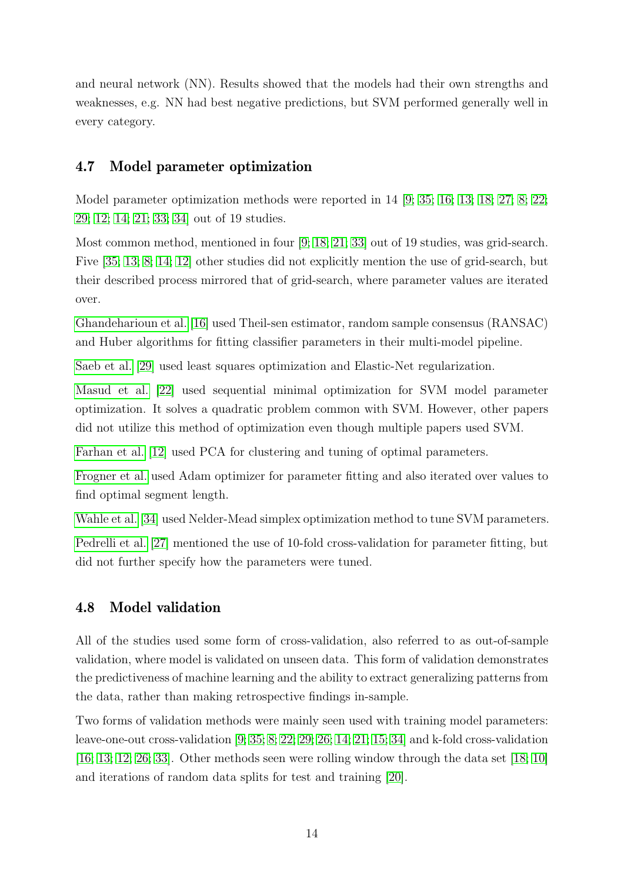and neural network (NN). Results showed that the models had their own strengths and weaknesses, e.g. NN had best negative predictions, but SVM performed generally well in every category.

### 4.7 Model parameter optimization

Model parameter optimization methods were reported in 14 [9; 35; 16; 13; 18; 27; 8; 22; 29; 12; 14; 21; 33; 34] out of 19 studies.

Most common method, mentioned in four [9; 18; 21; 33] out of 19 studies, was grid-search. Five [35; 13; 8; 14; 12] other studies did not explicitly mention the use of grid-search, but their described process mirrored that of grid-search, where parameter values are iterated over.

Ghandeharioun et al. [16] used Theil-sen estimator, random sample consensus (RANSAC) and Huber algorithms for fitting classifier parameters in their multi-model pipeline.

Saeb et al. [29] used least squares optimization and Elastic-Net regularization.

Masud et al. [22] used sequential minimal optimization for SVM model parameter optimization. It solves a quadratic problem common with SVM. However, other papers did not utilize this method of optimization even though multiple papers used SVM.

Farhan et al. [12] used PCA for clustering and tuning of optimal parameters.

Frogner et al. used Adam optimizer for parameter fitting and also iterated over values to find optimal segment length.

Wahle et al. [34] used Nelder-Mead simplex optimization method to tune SVM parameters.

Pedrelli et al. [27] mentioned the use of 10-fold cross-validation for parameter fitting, but did not further specify how the parameters were tuned.

### 4.8 Model validation

All of the studies used some form of cross-validation, also referred to as out-of-sample validation, where model is validated on unseen data. This form of validation demonstrates the predictiveness of machine learning and the ability to extract generalizing patterns from the data, rather than making retrospective findings in-sample.

Two forms of validation methods were mainly seen used with training model parameters: leave-one-out cross-validation [9; 35; 8; 22; 29; 26; 14; 21; 15; 34] and k-fold cross-validation [16; 13; 12; 26; 33]. Other methods seen were rolling window through the data set [18; 10] and iterations of random data splits for test and training [20].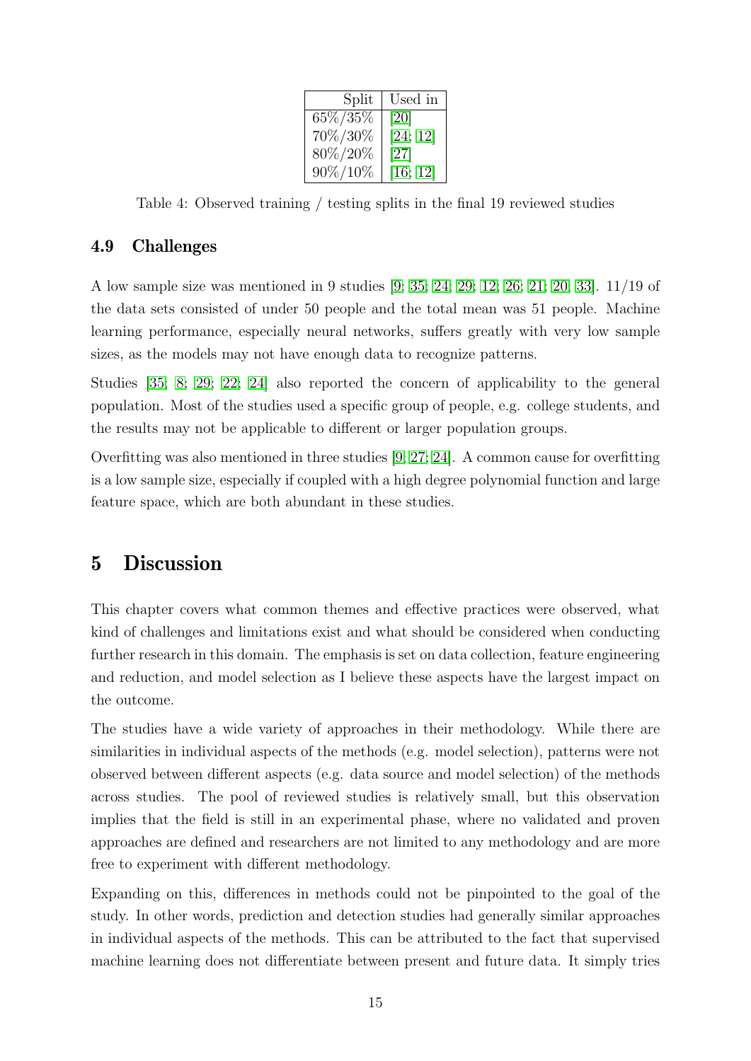| Split | Used in |
|---|---|
| 65%/35% | [20] |
| 70%/30% | [24; 12] |
| 80%/20% | [27] |
| 90%/10% | [16; 12] |

Table 4: Observed training / testing splits in the final 19 reviewed studies

### 4.9 Challenges

A low sample size was mentioned in 9 studies [9; 35; 24; 29; 12; 26; 21; 20; 33]. 11/19 of the data sets consisted of under 50 people and the total mean was 51 people. Machine learning performance, especially neural networks, suffers greatly with very low sample sizes, as the models may not have enough data to recognize patterns.

Studies [35; 8; 29; 22; 24] also reported the concern of applicability to the general population. Most of the studies used a specific group of people, e.g. college students, and the results may not be applicable to different or larger population groups.

Overfitting was also mentioned in three studies [9; 27; 24]. A common cause for overfitting is a low sample size, especially if coupled with a high degree polynomial function and large feature space, which are both abundant in these studies.

## 5 Discussion

This chapter covers what common themes and effective practices were observed, what kind of challenges and limitations exist and what should be considered when conducting further research in this domain. The emphasis is set on data collection, feature engineering and reduction, and model selection as I believe these aspects have the largest impact on the outcome.

The studies have a wide variety of approaches in their methodology. While there are similarities in individual aspects of the methods (e.g. model selection), patterns were not observed between different aspects (e.g. data source and model selection) of the methods across studies. The pool of reviewed studies is relatively small, but this observation implies that the field is still in an experimental phase, where no validated and proven approaches are defined and researchers are not limited to any methodology and are more free to experiment with different methodology.

Expanding on this, differences in methods could not be pinpointed to the goal of the study. In other words, prediction and detection studies had generally similar approaches in individual aspects of the methods. This can be attributed to the fact that supervised machine learning does not differentiate between present and future data. It simply tries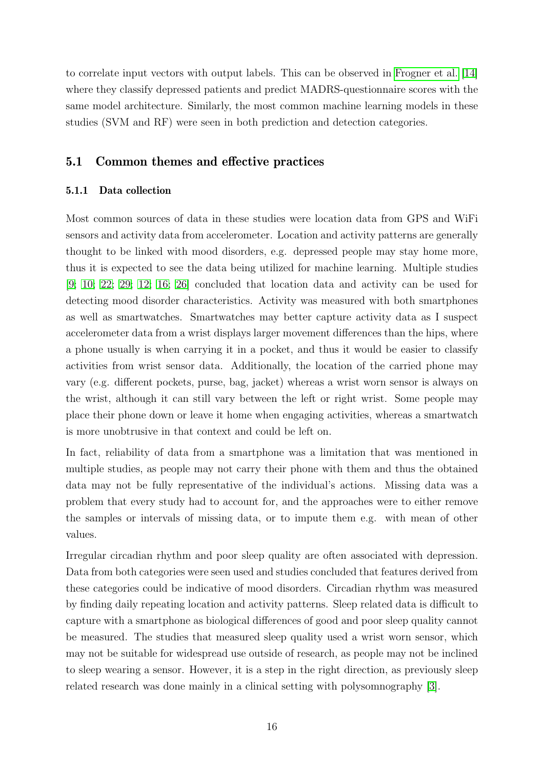to correlate input vectors with output labels. This can be observed in Frogner et al. [14] where they classify depressed patients and predict MADRS-questionnaire scores with the same model architecture. Similarly, the most common machine learning models in these studies (SVM and RF) were seen in both prediction and detection categories.

## 5.1 Common themes and effective practices

### 5.1.1 Data collection

Most common sources of data in these studies were location data from GPS and WiFi sensors and activity data from accelerometer. Location and activity patterns are generally thought to be linked with mood disorders, e.g. depressed people may stay home more, thus it is expected to see the data being utilized for machine learning. Multiple studies [9; 10; 22; 29; 12; 16; 26] concluded that location data and activity can be used for detecting mood disorder characteristics. Activity was measured with both smartphones as well as smartwatches. Smartwatches may better capture activity data as I suspect accelerometer data from a wrist displays larger movement differences than the hips, where a phone usually is when carrying it in a pocket, and thus it would be easier to classify activities from wrist sensor data. Additionally, the location of the carried phone may vary (e.g. different pockets, purse, bag, jacket) whereas a wrist worn sensor is always on the wrist, although it can still vary between the left or right wrist. Some people may place their phone down or leave it home when engaging activities, whereas a smartwatch is more unobtrusive in that context and could be left on.

In fact, reliability of data from a smartphone was a limitation that was mentioned in multiple studies, as people may not carry their phone with them and thus the obtained data may not be fully representative of the individual's actions. Missing data was a problem that every study had to account for, and the approaches were to either remove the samples or intervals of missing data, or to impute them e.g. with mean of other values.

Irregular circadian rhythm and poor sleep quality are often associated with depression. Data from both categories were seen used and studies concluded that features derived from these categories could be indicative of mood disorders. Circadian rhythm was measured by finding daily repeating location and activity patterns. Sleep related data is difficult to capture with a smartphone as biological differences of good and poor sleep quality cannot be measured. The studies that measured sleep quality used a wrist worn sensor, which may not be suitable for widespread use outside of research, as people may not be inclined to sleep wearing a sensor. However, it is a step in the right direction, as previously sleep related research was done mainly in a clinical setting with polysomnography [3].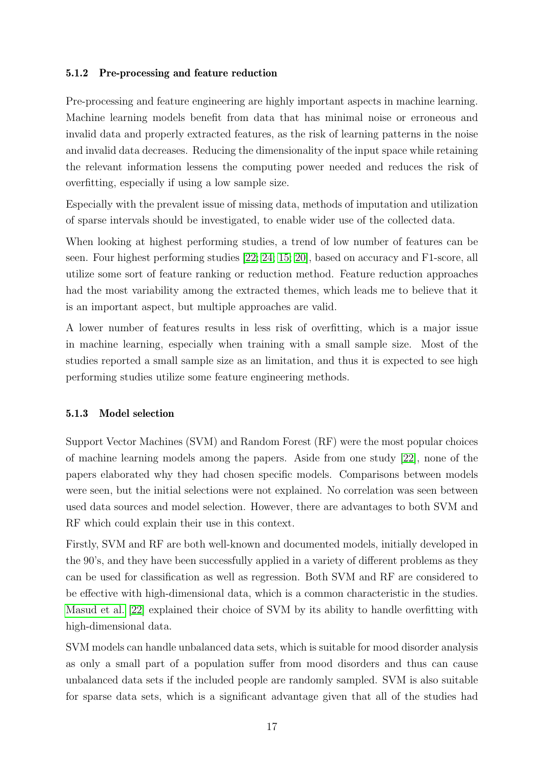### 5.1.2 Pre-processing and feature reduction

Pre-processing and feature engineering are highly important aspects in machine learning. Machine learning models benefit from data that has minimal noise or erroneous and invalid data and properly extracted features, as the risk of learning patterns in the noise and invalid data decreases. Reducing the dimensionality of the input space while retaining the relevant information lessens the computing power needed and reduces the risk of overfitting, especially if using a low sample size.

Especially with the prevalent issue of missing data, methods of imputation and utilization of sparse intervals should be investigated, to enable wider use of the collected data.

When looking at highest performing studies, a trend of low number of features can be seen. Four highest performing studies [22; 24; 15; 20], based on accuracy and F1-score, all utilize some sort of feature ranking or reduction method. Feature reduction approaches had the most variability among the extracted themes, which leads me to believe that it is an important aspect, but multiple approaches are valid.

A lower number of features results in less risk of overfitting, which is a major issue in machine learning, especially when training with a small sample size. Most of the studies reported a small sample size as an limitation, and thus it is expected to see high performing studies utilize some feature engineering methods.

### 5.1.3 Model selection

Support Vector Machines (SVM) and Random Forest (RF) were the most popular choices of machine learning models among the papers. Aside from one study [22], none of the papers elaborated why they had chosen specific models. Comparisons between models were seen, but the initial selections were not explained. No correlation was seen between used data sources and model selection. However, there are advantages to both SVM and RF which could explain their use in this context.

Firstly, SVM and RF are both well-known and documented models, initially developed in the 90's, and they have been successfully applied in a variety of different problems as they can be used for classification as well as regression. Both SVM and RF are considered to be effective with high-dimensional data, which is a common characteristic in the studies. Masud et al. [22] explained their choice of SVM by its ability to handle overfitting with high-dimensional data.

SVM models can handle unbalanced data sets, which is suitable for mood disorder analysis as only a small part of a population suffer from mood disorders and thus can cause unbalanced data sets if the included people are randomly sampled. SVM is also suitable for sparse data sets, which is a significant advantage given that all of the studies had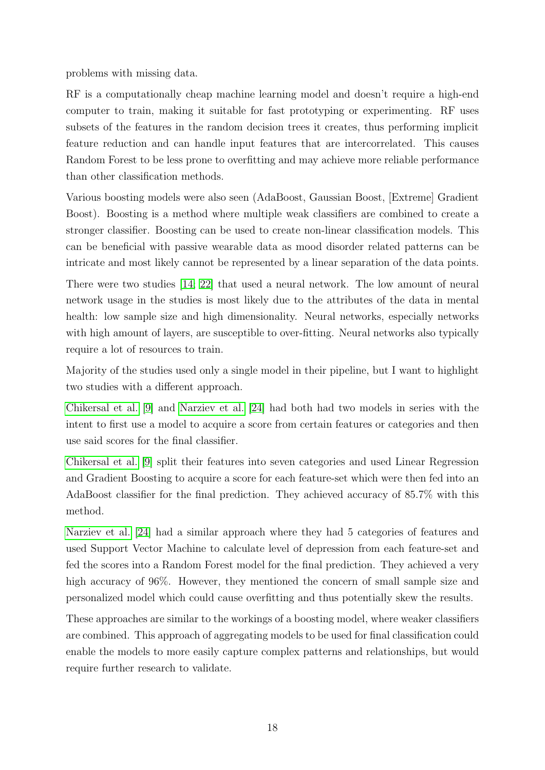problems with missing data.

RF is a computationally cheap machine learning model and doesn't require a high-end computer to train, making it suitable for fast prototyping or experimenting. RF uses subsets of the features in the random decision trees it creates, thus performing implicit feature reduction and can handle input features that are intercorrelated. This causes Random Forest to be less prone to overfitting and may achieve more reliable performance than other classification methods.

Various boosting models were also seen (AdaBoost, Gaussian Boost, [Extreme] Gradient Boost). Boosting is a method where multiple weak classifiers are combined to create a stronger classifier. Boosting can be used to create non-linear classification models. This can be beneficial with passive wearable data as mood disorder related patterns can be intricate and most likely cannot be represented by a linear separation of the data points.

There were two studies [14, 22] that used a neural network. The low amount of neural network usage in the studies is most likely due to the attributes of the data in mental health: low sample size and high dimensionality. Neural networks, especially networks with high amount of layers, are susceptible to over-fitting. Neural networks also typically require a lot of resources to train.

Majority of the studies used only a single model in their pipeline, but I want to highlight two studies with a different approach.

Chikersal et al. [9] and Narziev et al. [24] had both had two models in series with the intent to first use a model to acquire a score from certain features or categories and then use said scores for the final classifier.

Chikersal et al. [9] split their features into seven categories and used Linear Regression and Gradient Boosting to acquire a score for each feature-set which were then fed into an AdaBoost classifier for the final prediction. They achieved accuracy of 85.7% with this method.

Narziev et al. [24] had a similar approach where they had 5 categories of features and used Support Vector Machine to calculate level of depression from each feature-set and fed the scores into a Random Forest model for the final prediction. They achieved a very high accuracy of 96%. However, they mentioned the concern of small sample size and personalized model which could cause overfitting and thus potentially skew the results.

These approaches are similar to the workings of a boosting model, where weaker classifiers are combined. This approach of aggregating models to be used for final classification could enable the models to more easily capture complex patterns and relationships, but would require further research to validate.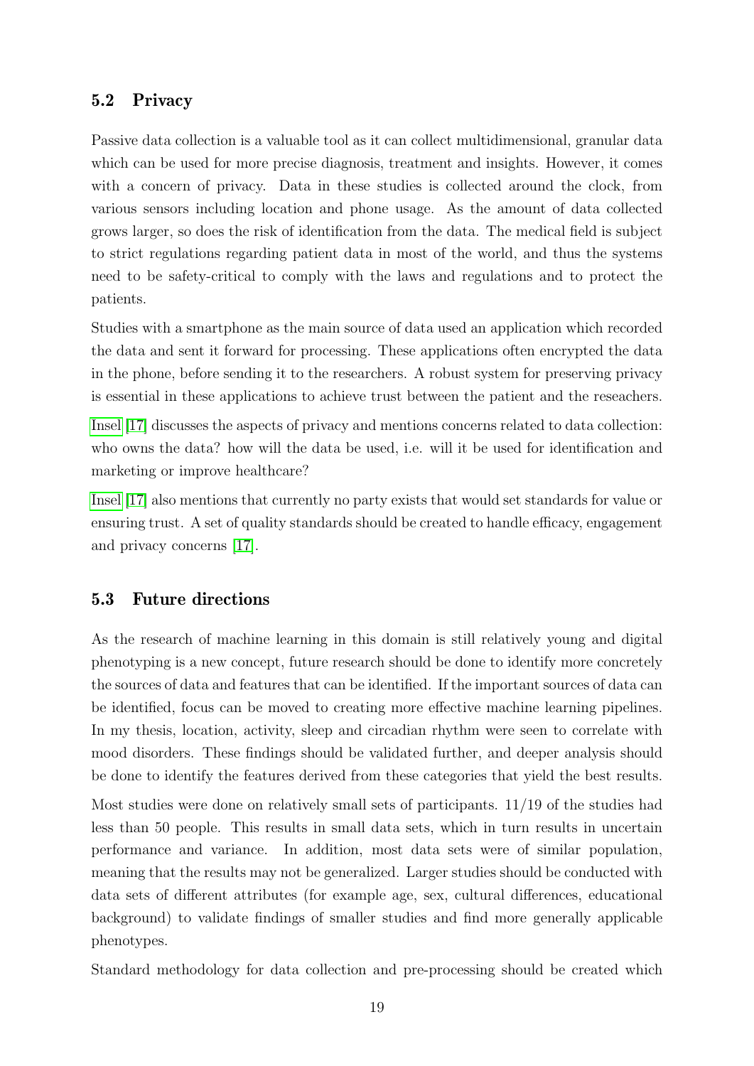### 5.2 Privacy

Passive data collection is a valuable tool as it can collect multidimensional, granular data which can be used for more precise diagnosis, treatment and insights. However, it comes with a concern of privacy. Data in these studies is collected around the clock, from various sensors including location and phone usage. As the amount of data collected grows larger, so does the risk of identification from the data. The medical field is subject to strict regulations regarding patient data in most of the world, and thus the systems need to be safety-critical to comply with the laws and regulations and to protect the patients.

Studies with a smartphone as the main source of data used an application which recorded the data and sent it forward for processing. These applications often encrypted the data in the phone, before sending it to the researchers. A robust system for preserving privacy is essential in these applications to achieve trust between the patient and the reseachers.

Insel [17] discusses the aspects of privacy and mentions concerns related to data collection: who owns the data? how will the data be used, i.e. will it be used for identification and marketing or improve healthcare?

Insel [17] also mentions that currently no party exists that would set standards for value or ensuring trust. A set of quality standards should be created to handle efficacy, engagement and privacy concerns [17].

### 5.3 Future directions

As the research of machine learning in this domain is still relatively young and digital phenotyping is a new concept, future research should be done to identify more concretely the sources of data and features that can be identified. If the important sources of data can be identified, focus can be moved to creating more effective machine learning pipelines. In my thesis, location, activity, sleep and circadian rhythm were seen to correlate with mood disorders. These findings should be validated further, and deeper analysis should be done to identify the features derived from these categories that yield the best results.

Most studies were done on relatively small sets of participants. 11/19 of the studies had less than 50 people. This results in small data sets, which in turn results in uncertain performance and variance. In addition, most data sets were of similar population, meaning that the results may not be generalized. Larger studies should be conducted with data sets of different attributes (for example age, sex, cultural differences, educational background) to validate findings of smaller studies and find more generally applicable phenotypes.

Standard methodology for data collection and pre-processing should be created which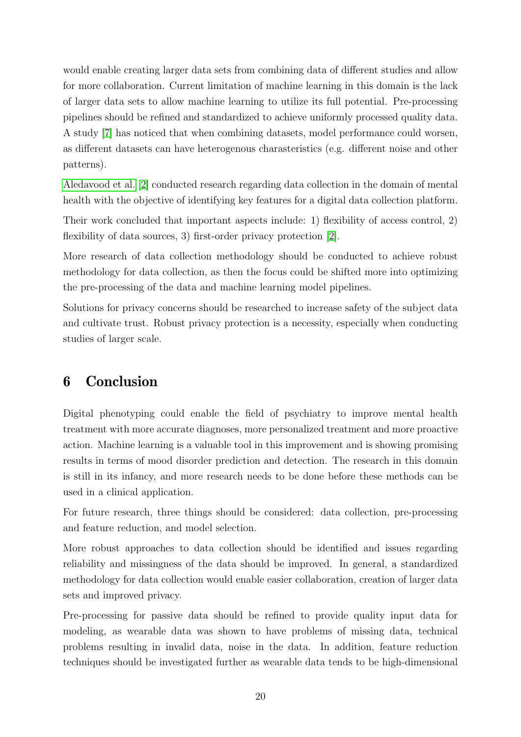would enable creating larger data sets from combining data of different studies and allow for more collaboration. Current limitation of machine learning in this domain is the lack of larger data sets to allow machine learning to utilize its full potential. Pre-processing pipelines should be refined and standardized to achieve uniformly processed quality data. A study [7] has noticed that when combining datasets, model performance could worsen, as different datasets can have heterogenous charasteristics (e.g. different noise and other patterns).

Aledavood et al. [2] conducted research regarding data collection in the domain of mental health with the objective of identifying key features for a digital data collection platform.

Their work concluded that important aspects include: 1) flexibility of access control, 2) flexibility of data sources, 3) first-order privacy protection [2].

More research of data collection methodology should be conducted to achieve robust methodology for data collection, as then the focus could be shifted more into optimizing the pre-processing of the data and machine learning model pipelines.

Solutions for privacy concerns should be researched to increase safety of the subject data and cultivate trust. Robust privacy protection is a necessity, especially when conducting studies of larger scale.

# 6 Conclusion

Digital phenotyping could enable the field of psychiatry to improve mental health treatment with more accurate diagnoses, more personalized treatment and more proactive action. Machine learning is a valuable tool in this improvement and is showing promising results in terms of mood disorder prediction and detection. The research in this domain is still in its infancy, and more research needs to be done before these methods can be used in a clinical application.

For future research, three things should be considered: data collection, pre-processing and feature reduction, and model selection.

More robust approaches to data collection should be identified and issues regarding reliability and missingness of the data should be improved. In general, a standardized methodology for data collection would enable easier collaboration, creation of larger data sets and improved privacy.

Pre-processing for passive data should be refined to provide quality input data for modeling, as wearable data was shown to have problems of missing data, technical problems resulting in invalid data, noise in the data. In addition, feature reduction techniques should be investigated further as wearable data tends to be high-dimensional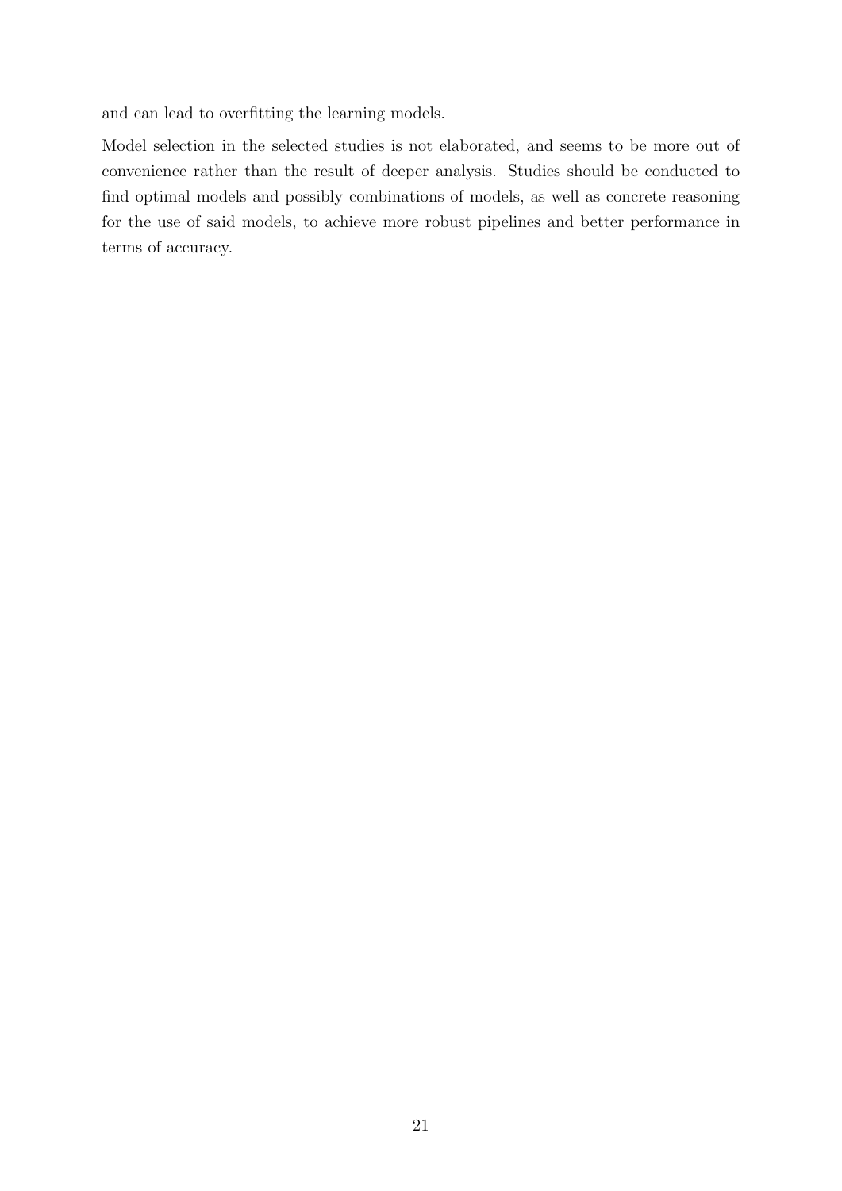and can lead to overfitting the learning models.

Model selection in the selected studies is not elaborated, and seems to be more out of convenience rather than the result of deeper analysis. Studies should be conducted to find optimal models and possibly combinations of models, as well as concrete reasoning for the use of said models, to achieve more robust pipelines and better performance in terms of accuracy.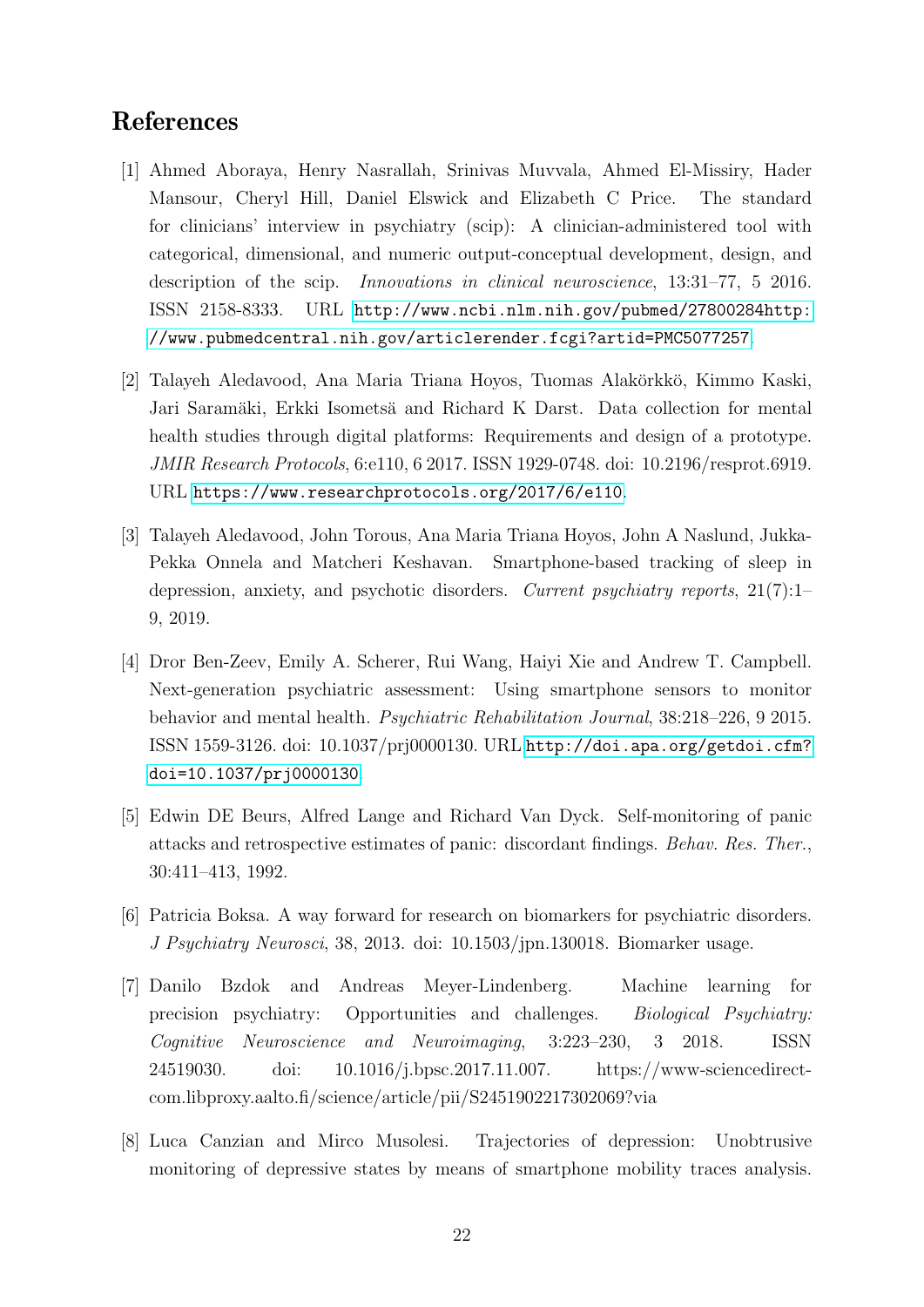# References

[1] Ahmed Aboraya, Henry Nasrallah, Srinivas Muvvala, Ahmed El-Missiry, Hader Mansour, Cheryl Hill, Daniel Elswick and Elizabeth C Price. The standard for clinicians' interview in psychiatry (scip): A clinician-administered tool with categorical, dimensional, and numeric output-conceptual development, design, and description of the scip. *Innovations in clinical neuroscience*, 13:31–77, 5 2016. ISSN 2158-8333. URL http://www.ncbi.nlm.nih.gov/pubmed/27800284http://www.pubmedcentral.nih.gov/articlerender.fcgi?artid=PMC5077257.

[2] Talayeh Aledavood, Ana Maria Triana Hoyos, Tuomas Alakörkkö, Kimmo Kaski, Jari Saramäki, Erkki Isometsä and Richard K Darst. Data collection for mental health studies through digital platforms: Requirements and design of a prototype. *JMIR Research Protocols*, 6:e110, 6 2017. ISSN 1929-0748. doi: 10.2196/resprot.6919. URL https://www.researchprotocols.org/2017/6/e110.

[3] Talayeh Aledavood, John Torous, Ana Maria Triana Hoyos, John A Naslund, Jukka-Pekka Onnela and Matcheri Keshavan. Smartphone-based tracking of sleep in depression, anxiety, and psychotic disorders. *Current psychiatry reports*, 21(7):1–9, 2019.

[4] Dror Ben-Zeev, Emily A. Scherer, Rui Wang, Haiyi Xie and Andrew T. Campbell. Next-generation psychiatric assessment: Using smartphone sensors to monitor behavior and mental health. *Psychiatric Rehabilitation Journal*, 38:218–226, 9 2015. ISSN 1559-3126. doi: 10.1037/prj0000130. URL http://doi.apa.org/getdoi.cfm?doi=10.1037/prj0000130.

[5] Edwin DE Beurs, Alfred Lange and Richard Van Dyck. Self-monitoring of panic attacks and retrospective estimates of panic: discordant findings. *Behav. Res. Ther.*, 30:411–413, 1992.

[6] Patricia Boksa. A way forward for research on biomarkers for psychiatric disorders. *J Psychiatry Neurosci*, 38, 2013. doi: 10.1503/jpn.130018. Biomarker usage.

[7] Danilo Bzdok and Andreas Meyer-Lindenberg. Machine learning for precision psychiatry: Opportunities and challenges. *Biological Psychiatry: Cognitive Neuroscience and Neuroimaging*, 3:223–230, 3 2018. ISSN 24519030. doi: 10.1016/j.bpsc.2017.11.007. https://www-sciencedirect-com.libproxy.aalto.fi/science/article/pii/S2451902217302069?via

[8] Luca Canzian and Mirco Musolesi. Trajectories of depression: Unobtrusive monitoring of depressive states by means of smartphone mobility traces analysis.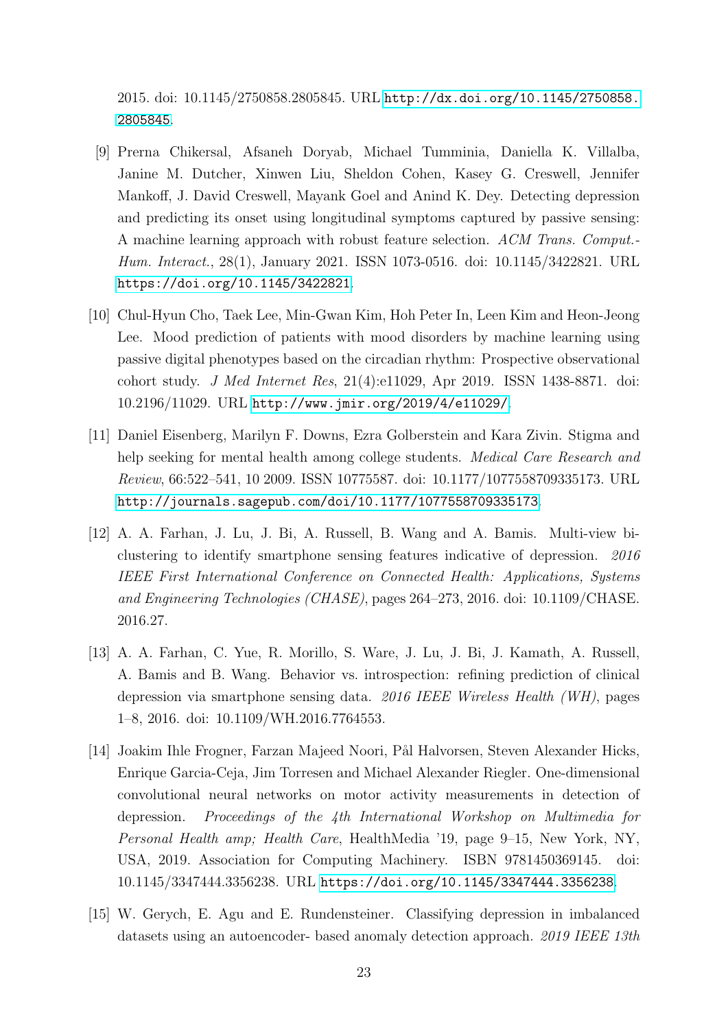2015. doi: 10.1145/2750858.2805845. URL http://dx.doi.org/10.1145/2750858.2805845.

[9] Prerna Chikersal, Afsaneh Doryab, Michael Tumminia, Daniella K. Villalba, Janine M. Dutcher, Xinwen Liu, Sheldon Cohen, Kasey G. Creswell, Jennifer Mankoff, J. David Creswell, Mayank Goel and Anind K. Dey. Detecting depression and predicting its onset using longitudinal symptoms captured by passive sensing: A machine learning approach with robust feature selection. *ACM Trans. Comput.-Hum. Interact.*, 28(1), January 2021. ISSN 1073-0516. doi: 10.1145/3422821. URL https://doi.org/10.1145/3422821.

[10] Chul-Hyun Cho, Taek Lee, Min-Gwan Kim, Hoh Peter In, Leen Kim and Heon-Jeong Lee. Mood prediction of patients with mood disorders by machine learning using passive digital phenotypes based on the circadian rhythm: Prospective observational cohort study. *J Med Internet Res*, 21(4):e11029, Apr 2019. ISSN 1438-8871. doi: 10.2196/11029. URL http://www.jmir.org/2019/4/e11029/.

[11] Daniel Eisenberg, Marilyn F. Downs, Ezra Golberstein and Kara Zivin. Stigma and help seeking for mental health among college students. *Medical Care Research and Review*, 66:522–541, 10 2009. ISSN 10775587. doi: 10.1177/1077558709335173. URL http://journals.sagepub.com/doi/10.1177/1077558709335173.

[12] A. A. Farhan, J. Lu, J. Bi, A. Russell, B. Wang and A. Bamis. Multi-view bi-clustering to identify smartphone sensing features indicative of depression. *2016 IEEE First International Conference on Connected Health: Applications, Systems and Engineering Technologies (CHASE)*, pages 264–273, 2016. doi: 10.1109/CHASE.2016.27.

[13] A. A. Farhan, C. Yue, R. Morillo, S. Ware, J. Lu, J. Bi, J. Kamath, A. Russell, A. Bamis and B. Wang. Behavior vs. introspection: refining prediction of clinical depression via smartphone sensing data. *2016 IEEE Wireless Health (WH)*, pages 1–8, 2016. doi: 10.1109/WH.2016.7764553.

[14] Joakim Ihle Frogner, Farzan Majeed Noori, Pål Halvorsen, Steven Alexander Hicks, Enrique Garcia-Ceja, Jim Torresen and Michael Alexander Riegler. One-dimensional convolutional neural networks on motor activity measurements in detection of depression. *Proceedings of the 4th International Workshop on Multimedia for Personal Health amp; Health Care*, HealthMedia '19, page 9–15, New York, NY, USA, 2019. Association for Computing Machinery. ISBN 9781450369145. doi: 10.1145/3347444.3356238. URL https://doi.org/10.1145/3347444.3356238.

[15] W. Gerych, E. Agu and E. Rundensteiner. Classifying depression in imbalanced datasets using an autoencoder- based anomaly detection approach. *2019 IEEE 13th*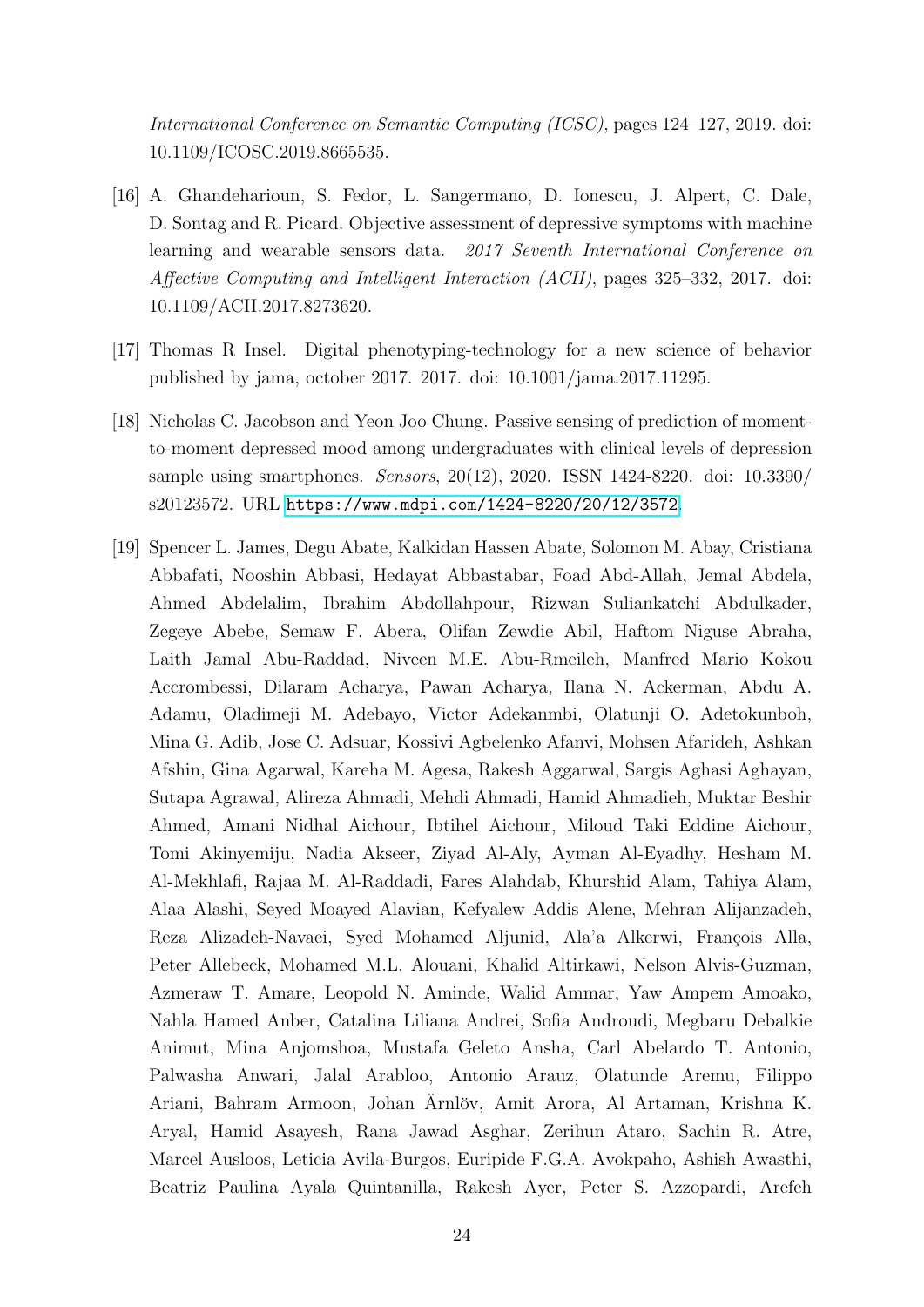*International Conference on Semantic Computing (ICSC)*, pages 124–127, 2019. doi: 10.1109/ICOSC.2019.8665535.

[16] A. Ghandeharioun, S. Fedor, L. Sangermano, D. Ionescu, J. Alpert, C. Dale, D. Sontag and R. Picard. Objective assessment of depressive symptoms with machine learning and wearable sensors data. *2017 Seventh International Conference on Affective Computing and Intelligent Interaction (ACII)*, pages 325–332, 2017. doi: 10.1109/ACII.2017.8273620.

[17] Thomas R Insel. Digital phenotyping-technology for a new science of behavior published by jama, october 2017. 2017. doi: 10.1001/jama.2017.11295.

[18] Nicholas C. Jacobson and Yeon Joo Chung. Passive sensing of prediction of moment-to-moment depressed mood among undergraduates with clinical levels of depression sample using smartphones. *Sensors*, 20(12), 2020. ISSN 1424-8220. doi: 10.3390/s20123572. URL https://www.mdpi.com/1424-8220/20/12/3572.

[19] Spencer L. James, Degu Abate, Kalkidan Hassen Abate, Solomon M. Abay, Cristiana Abbafati, Nooshin Abbasi, Hedayat Abbastabar, Foad Abd-Allah, Jemal Abdela, Ahmed Abdelalim, Ibrahim Abdollahpour, Rizwan Suliankatchi Abdulkader, Zegeye Abebe, Semaw F. Abera, Olifan Zewdie Abil, Haftom Niguse Abraha, Laith Jamal Abu-Raddad, Niveen M.E. Abu-Rmeileh, Manfred Mario Kokou Accrombessi, Dilaram Acharya, Pawan Acharya, Ilana N. Ackerman, Abdu A. Adamu, Oladimeji M. Adebayo, Victor Adekanmbi, Olatunji O. Adetokunboh, Mina G. Adib, Jose C. Adsuar, Kossivi Agbelenko Afanvi, Mohsen Afarideh, Ashkan Afshin, Gina Agarwal, Kareha M. Agesa, Rakesh Aggarwal, Sargis Aghasi Aghayan, Sutapa Agrawal, Alireza Ahmadi, Mehdi Ahmadi, Hamid Ahmadieh, Muktar Beshir Ahmed, Amani Nidhal Aichour, Ibtihel Aichour, Miloud Taki Eddine Aichour, Tomi Akinyemiju, Nadia Akseer, Ziyad Al-Aly, Ayman Al-Eyadhy, Hesham M. Al-Mekhlafi, Rajaa M. Al-Raddadi, Fares Alahdab, Khurshid Alam, Tahiya Alam, Alaa Alashi, Seyed Moayed Alavian, Kefyalew Addis Alene, Mehran Alijanzadeh, Reza Alizadeh-Navaei, Syed Mohamed Aljunid, Ala'a Alkerwi, François Alla, Peter Allebeck, Mohamed M.L. Alouani, Khalid Altirkawi, Nelson Alvis-Guzman, Azmeraw T. Amare, Leopold N. Aminde, Walid Ammar, Yaw Ampem Amoako, Nahla Hamed Anber, Catalina Liliana Andrei, Sofia Androudi, Megbaru Debalkie Animut, Mina Anjomshoa, Mustafa Geleto Ansha, Carl Abelardo T. Antonio, Palwasha Anwari, Jalal Arabloo, Antonio Arauz, Olatunde Aremu, Filippo Ariani, Bahram Armoon, Johan Ärnlöv, Amit Arora, Al Artaman, Krishna K. Aryal, Hamid Asayesh, Rana Jawad Asghar, Zerihun Ataro, Sachin R. Atre, Marcel Ausloos, Leticia Avila-Burgos, Euripide F.G.A. Avokpaho, Ashish Awasthi, Beatriz Paulina Ayala Quintanilla, Rakesh Ayer, Peter S. Azzopardi, Arefeh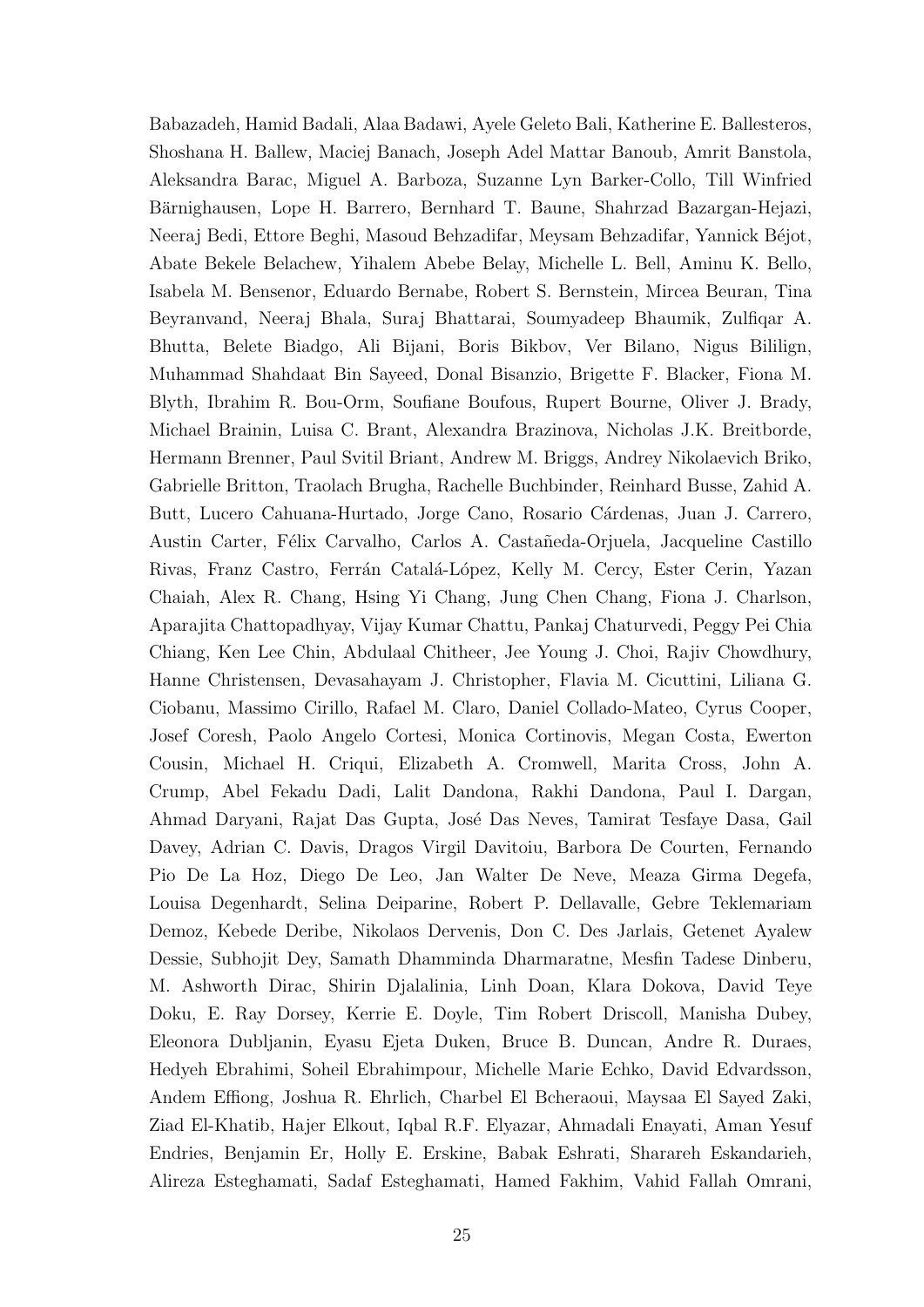Babazadeh, Hamid Badali, Alaa Badawi, Ayele Geleto Bali, Katherine E. Ballesteros, Shoshana H. Ballew, Maciej Banach, Joseph Adel Mattar Banoub, Amrit Banstola, Aleksandra Barac, Miguel A. Barboza, Suzanne Lyn Barker-Collo, Till Winfried Bärnighausen, Lope H. Barrero, Bernhard T. Baune, Shahrzad Bazargan-Hejazi, Neeraj Bedi, Ettore Beghi, Masoud Behzadifar, Meysam Behzadifar, Yannick Béjot, Abate Bekele Belachew, Yihalem Abebe Belay, Michelle L. Bell, Aminu K. Bello, Isabela M. Bensenor, Eduardo Bernabe, Robert S. Bernstein, Mircea Beuran, Tina Beyranvand, Neeraj Bhala, Suraj Bhattarai, Soumyadeep Bhaumik, Zulfiqar A. Bhutta, Belete Biadgo, Ali Bijani, Boris Bikbov, Ver Bilano, Nigus Bililign, Muhammad Shahdaat Bin Sayeed, Donal Bisanzio, Brigette F. Blacker, Fiona M. Blyth, Ibrahim R. Bou-Orm, Soufiane Boufous, Rupert Bourne, Oliver J. Brady, Michael Brainin, Luisa C. Brant, Alexandra Brazinova, Nicholas J.K. Breitborde, Hermann Brenner, Paul Svitil Briant, Andrew M. Briggs, Andrey Nikolaevich Briko, Gabrielle Britton, Traolach Brugha, Rachelle Buchbinder, Reinhard Busse, Zahid A. Butt, Lucero Cahuana-Hurtado, Jorge Cano, Rosario Cárdenas, Juan J. Carrero, Austin Carter, Félix Carvalho, Carlos A. Castañeda-Orjuela, Jacqueline Castillo Rivas, Franz Castro, Ferrán Catalá-López, Kelly M. Cercy, Ester Cerin, Yazan Chaiah, Alex R. Chang, Hsing Yi Chang, Jung Chen Chang, Fiona J. Charlson, Aparajita Chattopadhyay, Vijay Kumar Chattu, Pankaj Chaturvedi, Peggy Pei Chia Chiang, Ken Lee Chin, Abdulaal Chitheer, Jee Young J. Choi, Rajiv Chowdhury, Hanne Christensen, Devasahayam J. Christopher, Flavia M. Cicuttini, Liliana G. Ciobanu, Massimo Cirillo, Rafael M. Claro, Daniel Collado-Mateo, Cyrus Cooper, Josef Coresh, Paolo Angelo Cortesi, Monica Cortinovis, Megan Costa, Ewerton Cousin, Michael H. Criqui, Elizabeth A. Cromwell, Marita Cross, John A. Crump, Abel Fekadu Dadi, Lalit Dandona, Rakhi Dandona, Paul I. Dargan, Ahmad Daryani, Rajat Das Gupta, José Das Neves, Tamirat Tesfaye Dasa, Gail Davey, Adrian C. Davis, Dragos Virgil Davitoiu, Barbora De Courten, Fernando Pio De La Hoz, Diego De Leo, Jan Walter De Neve, Meaza Girma Degefa, Louisa Degenhardt, Selina Deiparine, Robert P. Dellavalle, Gebre Teklemariam Demoz, Kebede Deribe, Nikolaos Dervenis, Don C. Des Jarlais, Getenet Ayalew Dessie, Subhojit Dey, Samath Dhamminda Dharmaratne, Mesfin Tadese Dinberu, M. Ashworth Dirac, Shirin Djalalinia, Linh Doan, Klara Dokova, David Teye Doku, E. Ray Dorsey, Kerrie E. Doyle, Tim Robert Driscoll, Manisha Dubey, Eleonora Dubljanin, Eyasu Ejeta Duken, Bruce B. Duncan, Andre R. Duraes, Hedyeh Ebrahimi, Soheil Ebrahimpour, Michelle Marie Echko, David Edvardsson, Andem Effiong, Joshua R. Ehrlich, Charbel El Bcheraoui, Maysaa El Sayed Zaki, Ziad El-Khatib, Hajer Elkout, Iqbal R.F. Elyazar, Ahmadali Enayati, Aman Yesuf Endries, Benjamin Er, Holly E. Erskine, Babak Eshrati, Sharareh Eskandarieh, Alireza Esteghamati, Sadaf Esteghamati, Hamed Fakhim, Vahid Fallah Omrani,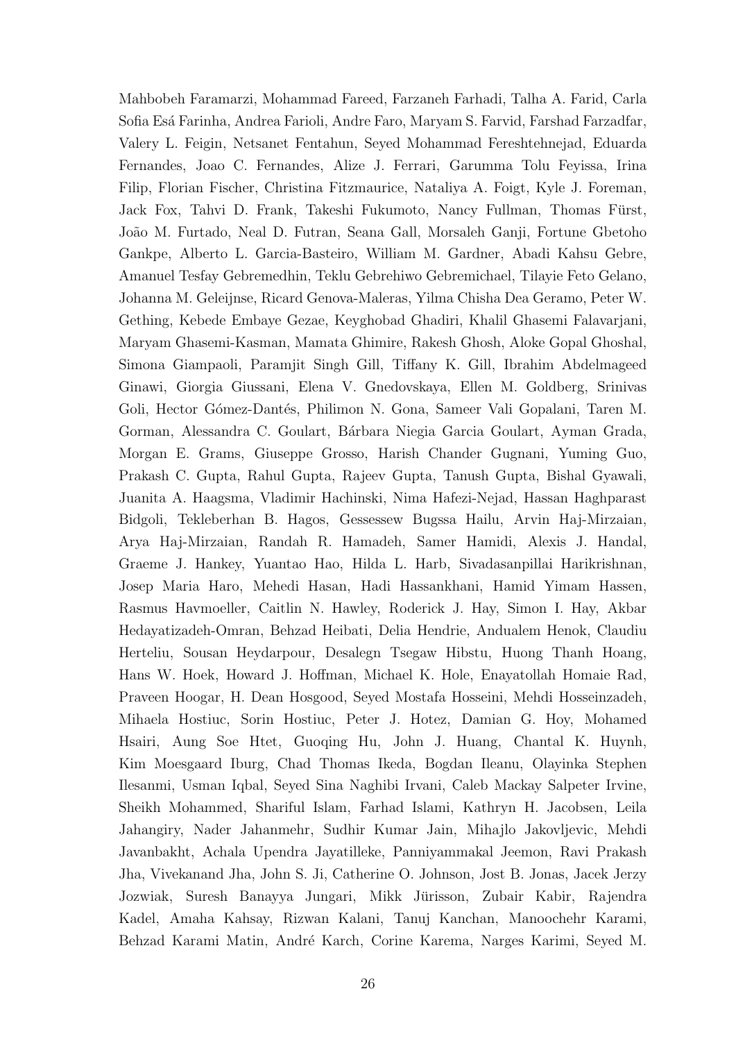Mahbobeh Faramarzi, Mohammad Fareed, Farzaneh Farhadi, Talha A. Farid, Carla Sofia Esá Farinha, Andrea Farioli, Andre Faro, Maryam S. Farvid, Farshad Farzadfar, Valery L. Feigin, Netsanet Fentahun, Seyed Mohammad Fereshtehnejad, Eduarda Fernandes, Joao C. Fernandes, Alize J. Ferrari, Garumma Tolu Feyissa, Irina Filip, Florian Fischer, Christina Fitzmaurice, Nataliya A. Foigt, Kyle J. Foreman, Jack Fox, Tahvi D. Frank, Takeshi Fukumoto, Nancy Fullman, Thomas Fürst, João M. Furtado, Neal D. Futran, Seana Gall, Morsaleh Ganji, Fortune Gbetoho Gankpe, Alberto L. Garcia-Basteiro, William M. Gardner, Abadi Kahsu Gebre, Amanuel Tesfay Gebremedhin, Teklu Gebrehiwo Gebremichael, Tilayie Feto Gelano, Johanna M. Geleijnse, Ricard Genova-Maleras, Yilma Chisha Dea Geramo, Peter W. Gething, Kebede Embaye Gezae, Keyghobad Ghadiri, Khalil Ghasemi Falavarjani, Maryam Ghasemi-Kasman, Mamata Ghimire, Rakesh Ghosh, Aloke Gopal Ghoshal, Simona Giampaoli, Paramjit Singh Gill, Tiffany K. Gill, Ibrahim Abdelmageed Ginawi, Giorgia Giussani, Elena V. Gnedovskaya, Ellen M. Goldberg, Srinivas Goli, Hector Gómez-Dantés, Philimon N. Gona, Sameer Vali Gopalani, Taren M. Gorman, Alessandra C. Goulart, Bárbara Niegia Garcia Goulart, Ayman Grada, Morgan E. Grams, Giuseppe Grosso, Harish Chander Gugnani, Yuming Guo, Prakash C. Gupta, Rahul Gupta, Rajeev Gupta, Tanush Gupta, Bishal Gyawali, Juanita A. Haagsma, Vladimir Hachinski, Nima Hafezi-Nejad, Hassan Haghparast Bidgoli, Tekleberhan B. Hagos, Gessessew Bugssa Hailu, Arvin Haj-Mirzaian, Arya Haj-Mirzaian, Randah R. Hamadeh, Samer Hamidi, Alexis J. Handal, Graeme J. Hankey, Yuantao Hao, Hilda L. Harb, Sivadasanpillai Harikrishnan, Josep Maria Haro, Mehedi Hasan, Hadi Hassankhani, Hamid Yimam Hassen, Rasmus Havmoeller, Caitlin N. Hawley, Roderick J. Hay, Simon I. Hay, Akbar Hedayatizadeh-Omran, Behzad Heibati, Delia Hendrie, Andualem Henok, Claudiu Herteliu, Sousan Heydarpour, Desalegn Tsegaw Hibstu, Huong Thanh Hoang, Hans W. Hoek, Howard J. Hoffman, Michael K. Hole, Enayatollah Homaie Rad, Praveen Hoogar, H. Dean Hosgood, Seyed Mostafa Hosseini, Mehdi Hosseinzadeh, Mihaela Hostiuc, Sorin Hostiuc, Peter J. Hotez, Damian G. Hoy, Mohamed Hsairi, Aung Soe Htet, Guoqing Hu, John J. Huang, Chantal K. Huynh, Kim Moesgaard Iburg, Chad Thomas Ikeda, Bogdan Ileanu, Olayinka Stephen Ilesanmi, Usman Iqbal, Seyed Sina Naghibi Irvani, Caleb Mackay Salpeter Irvine, Sheikh Mohammed, Shariful Islam, Farhad Islami, Kathryn H. Jacobsen, Leila Jahangiry, Nader Jahanmehr, Sudhir Kumar Jain, Mihajlo Jakovljevic, Mehdi Javanbakht, Achala Upendra Jayatilleke, Panniyammakal Jeemon, Ravi Prakash Jha, Vivekanand Jha, John S. Ji, Catherine O. Johnson, Jost B. Jonas, Jacek Jerzy Jozwiak, Suresh Banayya Jungari, Mikk Jürisson, Zubair Kabir, Rajendra Kadel, Amaha Kahsay, Rizwan Kalani, Tanuj Kanchan, Manoochehr Karami, Behzad Karami Matin, André Karch, Corine Karema, Narges Karimi, Seyed M.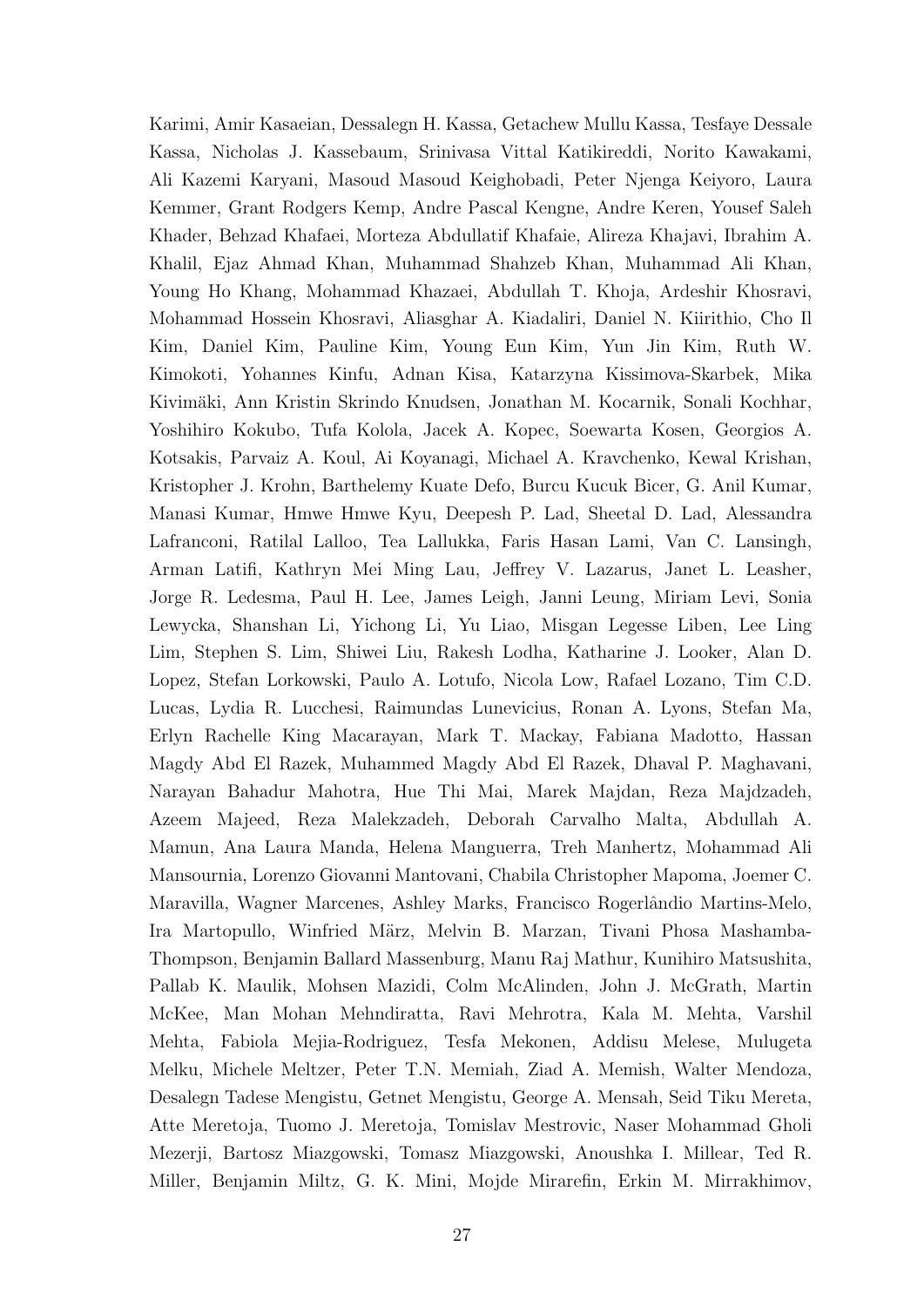Karimi, Amir Kasaeian, Dessalegn H. Kassa, Getachew Mullu Kassa, Tesfaye Dessale Kassa, Nicholas J. Kassebaum, Srinivasa Vittal Katikireddi, Norito Kawakami, Ali Kazemi Karyani, Masoud Masoud Keighobadi, Peter Njenga Keiyoro, Laura Kemmer, Grant Rodgers Kemp, Andre Pascal Kengne, Andre Keren, Yousef Saleh Khader, Behzad Khafaei, Morteza Abdullatif Khafaie, Alireza Khajavi, Ibrahim A. Khalil, Ejaz Ahmad Khan, Muhammad Shahzeb Khan, Muhammad Ali Khan, Young Ho Khang, Mohammad Khazaei, Abdullah T. Khoja, Ardeshir Khosravi, Mohammad Hossein Khosravi, Aliasghar A. Kiadaliri, Daniel N. Kiirithio, Cho Il Kim, Daniel Kim, Pauline Kim, Young Eun Kim, Yun Jin Kim, Ruth W. Kimokoti, Yohannes Kinfu, Adnan Kisa, Katarzyna Kissimova-Skarbek, Mika Kivimäki, Ann Kristin Skrindo Knudsen, Jonathan M. Kocarnik, Sonali Kochhar, Yoshihiro Kokubo, Tufa Kolola, Jacek A. Kopec, Soewarta Kosen, Georgios A. Kotsakis, Parvaiz A. Koul, Ai Koyanagi, Michael A. Kravchenko, Kewal Krishan, Kristopher J. Krohn, Barthelemy Kuate Defo, Burcu Kucuk Bicer, G. Anil Kumar, Manasi Kumar, Hmwe Hmwe Kyu, Deepesh P. Lad, Sheetal D. Lad, Alessandra Lafranconi, Ratilal Lalloo, Tea Lallukka, Faris Hasan Lami, Van C. Lansingh, Arman Latifi, Kathryn Mei Ming Lau, Jeffrey V. Lazarus, Janet L. Leasher, Jorge R. Ledesma, Paul H. Lee, James Leigh, Janni Leung, Miriam Levi, Sonia Lewycka, Shanshan Li, Yichong Li, Yu Liao, Misgan Legesse Liben, Lee Ling Lim, Stephen S. Lim, Shiwei Liu, Rakesh Lodha, Katharine J. Looker, Alan D. Lopez, Stefan Lorkowski, Paulo A. Lotufo, Nicola Low, Rafael Lozano, Tim C.D. Lucas, Lydia R. Lucchesi, Raimundas Lunevicius, Ronan A. Lyons, Stefan Ma, Erlyn Rachelle King Macarayan, Mark T. Mackay, Fabiana Madotto, Hassan Magdy Abd El Razek, Muhammed Magdy Abd El Razek, Dhaval P. Maghavani, Narayan Bahadur Mahotra, Hue Thi Mai, Marek Majdan, Reza Majdzadeh, Azeem Majeed, Reza Malekzadeh, Deborah Carvalho Malta, Abdullah A. Mamun, Ana Laura Manda, Helena Manguerra, Treh Manhertz, Mohammad Ali Mansournia, Lorenzo Giovanni Mantovani, Chabila Christopher Mapoma, Joemer C. Maravilla, Wagner Marcenes, Ashley Marks, Francisco Rogerlândio Martins-Melo, Ira Martopullo, Winfried März, Melvin B. Marzan, Tivani Phosa Mashamba-Thompson, Benjamin Ballard Massenburg, Manu Raj Mathur, Kunihiro Matsushita, Pallab K. Maulik, Mohsen Mazidi, Colm McAlinden, John J. McGrath, Martin McKee, Man Mohan Mehndiratta, Ravi Mehrotra, Kala M. Mehta, Varshil Mehta, Fabiola Mejia-Rodriguez, Tesfa Mekonen, Addisu Melese, Mulugeta Melku, Michele Meltzer, Peter T.N. Memiah, Ziad A. Memish, Walter Mendoza, Desalegn Tadese Mengistu, Getnet Mengistu, George A. Mensah, Seid Tiku Mereta, Atte Meretoja, Tuomo J. Meretoja, Tomislav Mestrovic, Naser Mohammad Gholi Mezerji, Bartosz Miazgowski, Tomasz Miazgowski, Anoushka I. Millear, Ted R. Miller, Benjamin Miltz, G. K. Mini, Mojde Mirarefin, Erkin M. Mirrakhimov,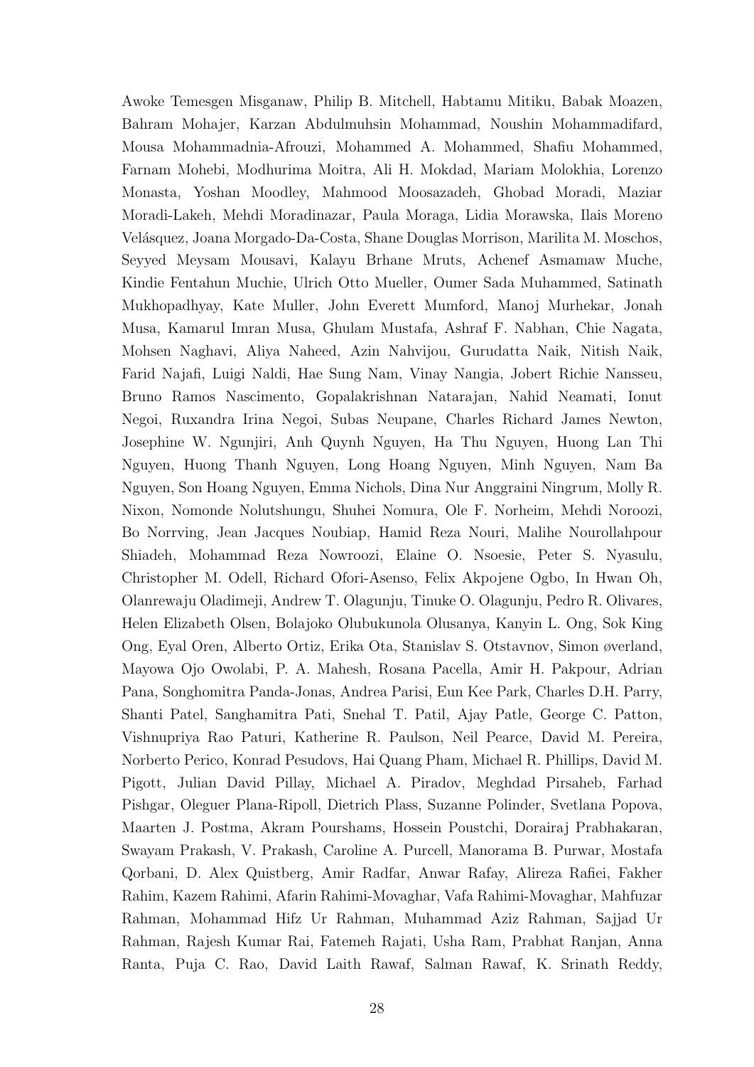Awoke Temesgen Misganaw, Philip B. Mitchell, Habtamu Mitiku, Babak Moazen, Bahram Mohajer, Karzan Abdulmuhsin Mohammad, Noushin Mohammadifard, Mousa Mohammadnia-Afrouzi, Mohammed A. Mohammed, Shafiu Mohammed, Farnam Mohebi, Modhurima Moitra, Ali H. Mokdad, Mariam Molokhia, Lorenzo Monasta, Yoshan Moodley, Mahmood Moosazadeh, Ghobad Moradi, Maziar Moradi-Lakeh, Mehdi Moradinazar, Paula Moraga, Lidia Morawska, Ilais Moreno Velásquez, Joana Morgado-Da-Costa, Shane Douglas Morrison, Marilita M. Moschos, Seyyed Meysam Mousavi, Kalayu Brhane Mruts, Achenef Asmamaw Muche, Kindie Fentahun Muchie, Ulrich Otto Mueller, Oumer Sada Muhammed, Satinath Mukhopadhyay, Kate Muller, John Everett Mumford, Manoj Murhekar, Jonah Musa, Kamarul Imran Musa, Ghulam Mustafa, Ashraf F. Nabhan, Chie Nagata, Mohsen Naghavi, Aliya Naheed, Azin Nahvijou, Gurudatta Naik, Nitish Naik, Farid Najafi, Luigi Naldi, Hae Sung Nam, Vinay Nangia, Jobert Richie Nansseu, Bruno Ramos Nascimento, Gopalakrishnan Natarajan, Nahid Neamati, Ionut Negoi, Ruxandra Irina Negoi, Subas Neupane, Charles Richard James Newton, Josephine W. Ngunjiri, Anh Quynh Nguyen, Ha Thu Nguyen, Huong Lan Thi Nguyen, Huong Thanh Nguyen, Long Hoang Nguyen, Minh Nguyen, Nam Ba Nguyen, Son Hoang Nguyen, Emma Nichols, Dina Nur Anggraini Ningrum, Molly R. Nixon, Nomonde Nolutshungu, Shuhei Nomura, Ole F. Norheim, Mehdi Noroozi, Bo Norrving, Jean Jacques Noubiap, Hamid Reza Nouri, Malihe Nourollahpour Shiadeh, Mohammad Reza Nowroozi, Elaine O. Nsoesie, Peter S. Nyasulu, Christopher M. Odell, Richard Ofori-Asenso, Felix Akpojene Ogbo, In Hwan Oh, Olanrewaju Oladimeji, Andrew T. Olagunju, Tinuke O. Olagunju, Pedro R. Olivares, Helen Elizabeth Olsen, Bolajoko Olubukunola Olusanya, Kanyin L. Ong, Sok King Ong, Eyal Oren, Alberto Ortiz, Erika Ota, Stanislav S. Otstavnov, Simon øverland, Mayowa Ojo Owolabi, P. A. Mahesh, Rosana Pacella, Amir H. Pakpour, Adrian Pana, Songhomitra Panda-Jonas, Andrea Parisi, Eun Kee Park, Charles D.H. Parry, Shanti Patel, Sanghamitra Pati, Snehal T. Patil, Ajay Patle, George C. Patton, Vishnupriya Rao Paturi, Katherine R. Paulson, Neil Pearce, David M. Pereira, Norberto Perico, Konrad Pesudovs, Hai Quang Pham, Michael R. Phillips, David M. Pigott, Julian David Pillay, Michael A. Piradov, Meghdad Pirsaheb, Farhad Pishgar, Oleguer Plana-Ripoll, Dietrich Plass, Suzanne Polinder, Svetlana Popova, Maarten J. Postma, Akram Pourshams, Hossein Poustchi, Dorairaj Prabhakaran, Swayam Prakash, V. Prakash, Caroline A. Purcell, Manorama B. Purwar, Mostafa Qorbani, D. Alex Quistberg, Amir Radfar, Anwar Rafay, Alireza Rafiei, Fakher Rahim, Kazem Rahimi, Afarin Rahimi-Movaghar, Vafa Rahimi-Movaghar, Mahfuzar Rahman, Mohammad Hifz Ur Rahman, Muhammad Aziz Rahman, Sajjad Ur Rahman, Rajesh Kumar Rai, Fatemeh Rajati, Usha Ram, Prabhat Ranjan, Anna Ranta, Puja C. Rao, David Laith Rawaf, Salman Rawaf, K. Srinath Reddy,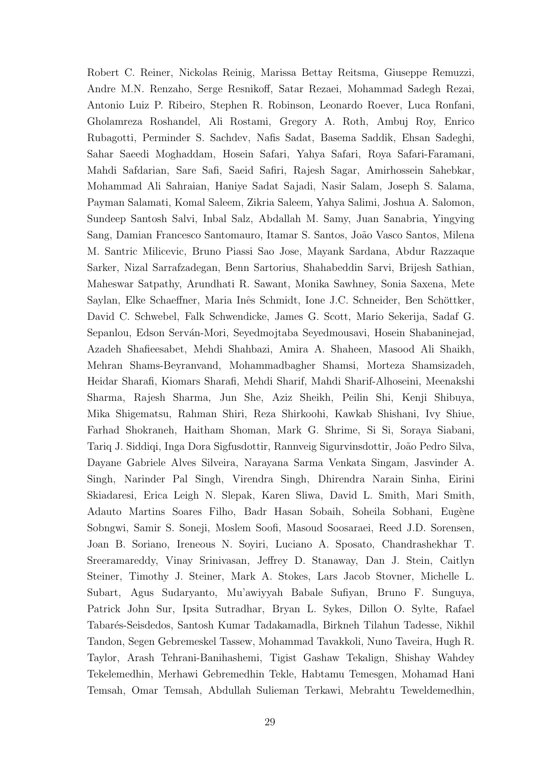Robert C. Reiner, Nickolas Reinig, Marissa Bettay Reitsma, Giuseppe Remuzzi, Andre M.N. Renzaho, Serge Resnikoff, Satar Rezaei, Mohammad Sadegh Rezai, Antonio Luiz P. Ribeiro, Stephen R. Robinson, Leonardo Roever, Luca Ronfani, Gholamreza Roshandel, Ali Rostami, Gregory A. Roth, Ambuj Roy, Enrico Rubagotti, Perminder S. Sachdev, Nafis Sadat, Basema Saddik, Ehsan Sadeghi, Sahar Saeedi Moghaddam, Hosein Safari, Yahya Safari, Roya Safari-Faramani, Mahdi Safdarian, Sare Safi, Saeid Safiri, Rajesh Sagar, Amirhossein Sahebkar, Mohammad Ali Sahraian, Haniye Sadat Sajadi, Nasir Salam, Joseph S. Salama, Payman Salamati, Komal Saleem, Zikria Saleem, Yahya Salimi, Joshua A. Salomon, Sundeep Santosh Salvi, Inbal Salz, Abdallah M. Samy, Juan Sanabria, Yingying Sang, Damian Francesco Santomauro, Itamar S. Santos, João Vasco Santos, Milena M. Santric Milicevic, Bruno Piassi Sao Jose, Mayank Sardana, Abdur Razzaque Sarker, Nizal Sarrafzadegan, Benn Sartorius, Shahabeddin Sarvi, Brijesh Sathian, Maheswar Satpathy, Arundhati R. Sawant, Monika Sawhney, Sonia Saxena, Mete Saylan, Elke Schaeffner, Maria Inês Schmidt, Ione J.C. Schneider, Ben Schöttker, David C. Schwebel, Falk Schwendicke, James G. Scott, Mario Sekerija, Sadaf G. Sepanlou, Edson Serván-Mori, Seyedmojtaba Seyedmousavi, Hosein Shabaninejad, Azadeh Shafieesabet, Mehdi Shahbazi, Amira A. Shaheen, Masood Ali Shaikh, Mehran Shams-Beyranvand, Mohammadbagher Shamsi, Morteza Shamsizadeh, Heidar Sharafi, Kiomars Sharafi, Mehdi Sharif, Mahdi Sharif-Alhoseini, Meenakshi Sharma, Rajesh Sharma, Jun She, Aziz Sheikh, Peilin Shi, Kenji Shibuya, Mika Shigematsu, Rahman Shiri, Reza Shirkoohi, Kawkab Shishani, Ivy Shiue, Farhad Shokraneh, Haitham Shoman, Mark G. Shrime, Si Si, Soraya Siabani, Tariq J. Siddiqi, Inga Dora Sigfusdottir, Rannveig Sigurvinsdottir, João Pedro Silva, Dayane Gabriele Alves Silveira, Narayana Sarma Venkata Singam, Jasvinder A. Singh, Narinder Pal Singh, Virendra Singh, Dhirendra Narain Sinha, Eirini Skiadaresi, Erica Leigh N. Slepak, Karen Sliwa, David L. Smith, Mari Smith, Adauto Martins Soares Filho, Badr Hasan Sobaih, Soheila Sobhani, Eugène Sobngwi, Samir S. Soneji, Moslem Soofi, Masoud Soosaraei, Reed J.D. Sorensen, Joan B. Soriano, Ireneous N. Soyiri, Luciano A. Sposato, Chandrashekhar T. Sreeramareddy, Vinay Srinivasan, Jeffrey D. Stanaway, Dan J. Stein, Caitlyn Steiner, Timothy J. Steiner, Mark A. Stokes, Lars Jacob Stovner, Michelle L. Subart, Agus Sudaryanto, Mu'awiyyah Babale Sufiyan, Bruno F. Sunguya, Patrick John Sur, Ipsita Sutradhar, Bryan L. Sykes, Dillon O. Sylte, Rafael Tabarés-Seisdedos, Santosh Kumar Tadakamadla, Birkneh Tilahun Tadesse, Nikhil Tandon, Segen Gebremeskel Tassew, Mohammad Tavakkoli, Nuno Taveira, Hugh R. Taylor, Arash Tehrani-Banihashemi, Tigist Gashaw Tekalign, Shishay Wahdey Tekelemedhin, Merhawi Gebremedhin Tekle, Habtamu Temesgen, Mohamad Hani Temsah, Omar Temsah, Abdullah Sulieman Terkawi, Mebrahtu Teweldemedhin,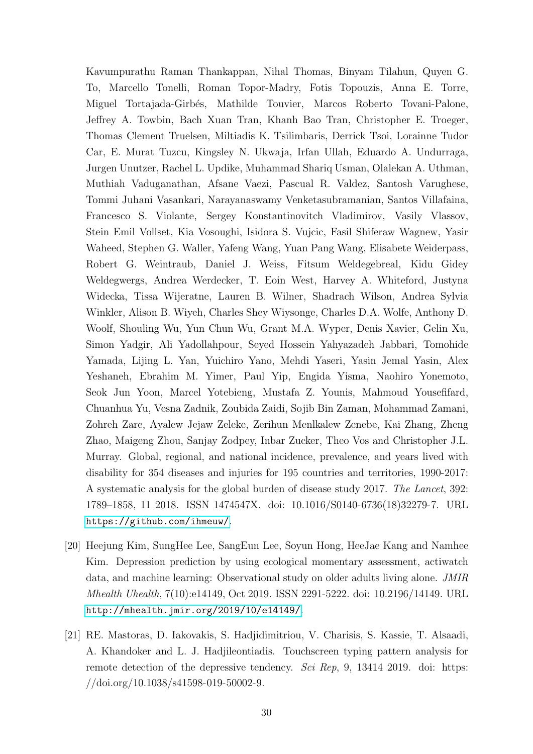Kavumpurathu Raman Thankappan, Nihal Thomas, Binyam Tilahun, Quyen G. To, Marcello Tonelli, Roman Topor-Madry, Fotis Topouzis, Anna E. Torre, Miguel Tortajada-Girbés, Mathilde Touvier, Marcos Roberto Tovani-Palone, Jeffrey A. Towbin, Bach Xuan Tran, Khanh Bao Tran, Christopher E. Troeger, Thomas Clement Truelsen, Miltiadis K. Tsilimbaris, Derrick Tsoi, Lorainne Tudor Car, E. Murat Tuzcu, Kingsley N. Ukwaja, Irfan Ullah, Eduardo A. Undurraga, Jurgen Unutzer, Rachel L. Updike, Muhammad Shariq Usman, Olalekan A. Uthman, Muthiah Vaduganathan, Afsane Vaezi, Pascual R. Valdez, Santosh Varughese, Tommi Juhani Vasankari, Narayanaswamy Venketasubramanian, Santos Villafaina, Francesco S. Violante, Sergey Konstantinovitch Vladimirov, Vasily Vlassov, Stein Emil Vollset, Kia Vosoughi, Isidora S. Vujcic, Fasil Shiferaw Wagnew, Yasir Waheed, Stephen G. Waller, Yafeng Wang, Yuan Pang Wang, Elisabete Weiderpass, Robert G. Weintraub, Daniel J. Weiss, Fitsum Weldegebreal, Kidu Gidey Weldegwergs, Andrea Werdecker, T. Eoin West, Harvey A. Whiteford, Justyna Widecka, Tissa Wijeratne, Lauren B. Wilner, Shadrach Wilson, Andrea Sylvia Winkler, Alison B. Wiyeh, Charles Shey Wiysonge, Charles D.A. Wolfe, Anthony D. Woolf, Shouling Wu, Yun Chun Wu, Grant M.A. Wyper, Denis Xavier, Gelin Xu, Simon Yadgir, Ali Yadollahpour, Seyed Hossein Yahyazadeh Jabbari, Tomohide Yamada, Lijing L. Yan, Yuichiro Yano, Mehdi Yaseri, Yasin Jemal Yasin, Alex Yeshaneh, Ebrahim M. Yimer, Paul Yip, Engida Yisma, Naohiro Yonemoto, Seok Jun Yoon, Marcel Yotebieng, Mustafa Z. Younis, Mahmoud Yousefifard, Chuanhua Yu, Vesna Zadnik, Zoubida Zaidi, Sojib Bin Zaman, Mohammad Zamani, Zohreh Zare, Ayalew Jejaw Zeleke, Zerihun Menlkalew Zenebe, Kai Zhang, Zheng Zhao, Maigeng Zhou, Sanjay Zodpey, Inbar Zucker, Theo Vos and Christopher J.L. Murray. Global, regional, and national incidence, prevalence, and years lived with disability for 354 diseases and injuries for 195 countries and territories, 1990-2017: A systematic analysis for the global burden of disease study 2017. *The Lancet*, 392: 1789–1858, 11 2018. ISSN 1474547X. doi: 10.1016/S0140-6736(18)32279-7. URL https://github.com/ihmeuw/.

[20] Heejung Kim, SungHee Lee, SangEun Lee, Soyun Hong, HeeJae Kang and Namhee Kim. Depression prediction by using ecological momentary assessment, actiwatch data, and machine learning: Observational study on older adults living alone. *JMIR Mhealth Uhealth*, 7(10):e14149, Oct 2019. ISSN 2291-5222. doi: 10.2196/14149. URL http://mhealth.jmir.org/2019/10/e14149/.

[21] RE. Mastoras, D. Iakovakis, S. Hadjidimitriou, V. Charisis, S. Kassie, T. Alsaadi, A. Khandoker and L. J. Hadjileontiadis. Touchscreen typing pattern analysis for remote detection of the depressive tendency. *Sci Rep*, 9, 13414 2019. doi: https://doi.org/10.1038/s41598-019-50002-9.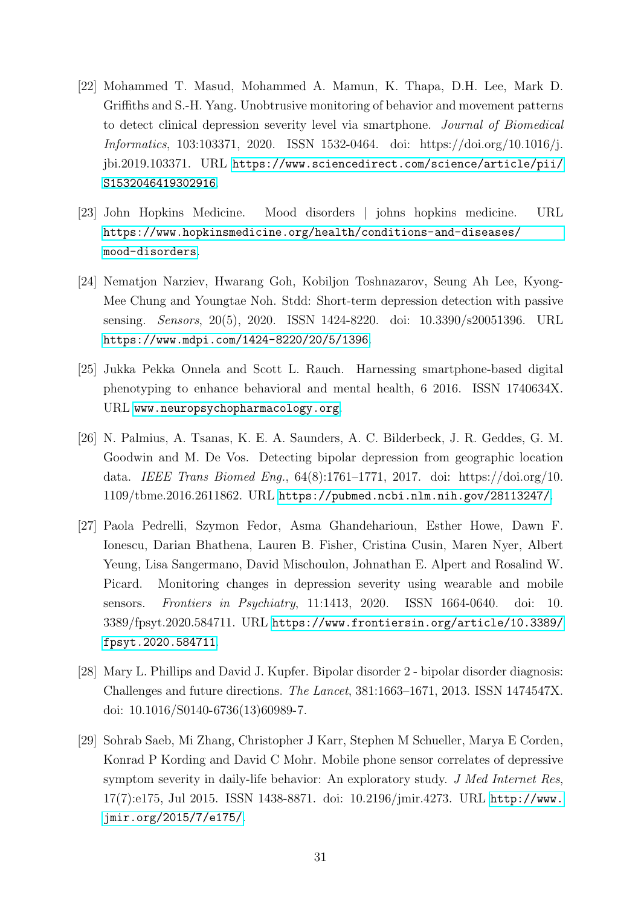[22] Mohammed T. Masud, Mohammed A. Mamun, K. Thapa, D.H. Lee, Mark D. Griffiths and S.-H. Yang. Unobtrusive monitoring of behavior and movement patterns to detect clinical depression severity level via smartphone. *Journal of Biomedical Informatics*, 103:103371, 2020. ISSN 1532-0464. doi: https://doi.org/10.1016/j.jbi.2019.103371. URL https://www.sciencedirect.com/science/article/pii/S1532046419302916.

[23] John Hopkins Medicine. Mood disorders | johns hopkins medicine. URL https://www.hopkinsmedicine.org/health/conditions-and-diseases/mood-disorders.

[24] Nematjon Narziev, Hwarang Goh, Kobiljon Toshnazarov, Seung Ah Lee, Kyong-Mee Chung and Youngtae Noh. Stdd: Short-term depression detection with passive sensing. *Sensors*, 20(5), 2020. ISSN 1424-8220. doi: 10.3390/s20051396. URL https://www.mdpi.com/1424-8220/20/5/1396.

[25] Jukka Pekka Onnela and Scott L. Rauch. Harnessing smartphone-based digital phenotyping to enhance behavioral and mental health, 6 2016. ISSN 1740634X. URL www.neuropsychopharmacology.org.

[26] N. Palmius, A. Tsanas, K. E. A. Saunders, A. C. Bilderbeck, J. R. Geddes, G. M. Goodwin and M. De Vos. Detecting bipolar depression from geographic location data. *IEEE Trans Biomed Eng.*, 64(8):1761–1771, 2017. doi: https://doi.org/10.1109/tbme.2016.2611862. URL https://pubmed.ncbi.nlm.nih.gov/28113247/.

[27] Paola Pedrelli, Szymon Fedor, Asma Ghandeharioun, Esther Howe, Dawn F. Ionescu, Darian Bhathena, Lauren B. Fisher, Cristina Cusin, Maren Nyer, Albert Yeung, Lisa Sangermano, David Mischoulon, Johnathan E. Alpert and Rosalind W. Picard. Monitoring changes in depression severity using wearable and mobile sensors. *Frontiers in Psychiatry*, 11:1413, 2020. ISSN 1664-0640. doi: 10.3389/fpsyt.2020.584711. URL https://www.frontiersin.org/article/10.3389/fpsyt.2020.584711.

[28] Mary L. Phillips and David J. Kupfer. Bipolar disorder 2 - bipolar disorder diagnosis: Challenges and future directions. *The Lancet*, 381:1663–1671, 2013. ISSN 1474547X. doi: 10.1016/S0140-6736(13)60989-7.

[29] Sohrab Saeb, Mi Zhang, Christopher J Karr, Stephen M Schueller, Marya E Corden, Konrad P Kording and David C Mohr. Mobile phone sensor correlates of depressive symptom severity in daily-life behavior: An exploratory study. *J Med Internet Res*, 17(7):e175, Jul 2015. ISSN 1438-8871. doi: 10.2196/jmir.4273. URL http://www.jmir.org/2015/7/e175/.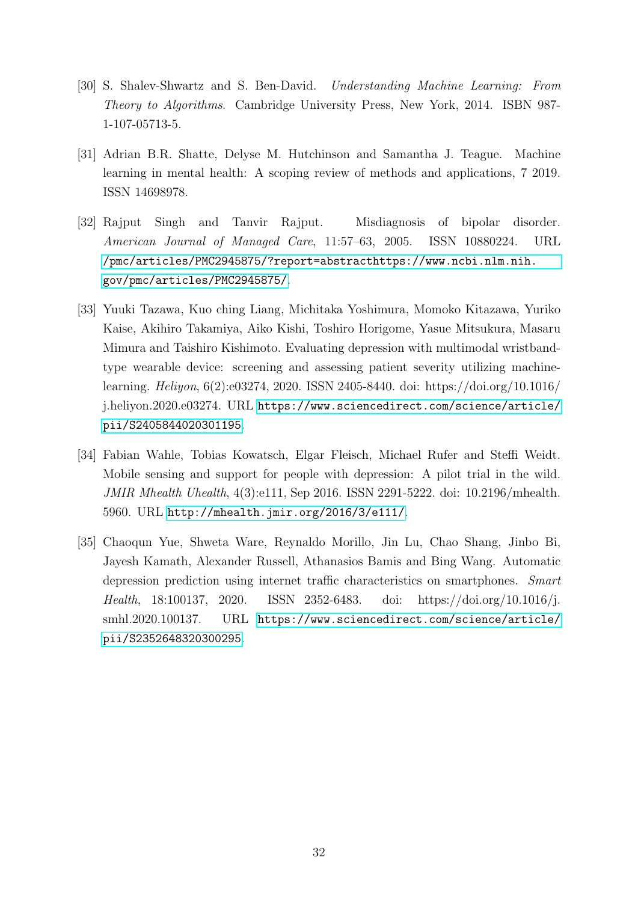[30] S. Shalev-Shwartz and S. Ben-David. *Understanding Machine Learning: From Theory to Algorithms*. Cambridge University Press, New York, 2014. ISBN 987-1-107-05713-5.

[31] Adrian B.R. Shatte, Delyse M. Hutchinson and Samantha J. Teague. Machine learning in mental health: A scoping review of methods and applications, 7 2019. ISSN 14698978.

[32] Rajput Singh and Tanvir Rajput. Misdiagnosis of bipolar disorder. *American Journal of Managed Care*, 11:57–63, 2005. ISSN 10880224. URL /pmc/articles/PMC2945875/?report=abstracthttps://www.ncbi.nlm.nih.gov/pmc/articles/PMC2945875/.

[33] Yuuki Tazawa, Kuo ching Liang, Michitaka Yoshimura, Momoko Kitazawa, Yuriko Kaise, Akihiro Takamiya, Aiko Kishi, Toshiro Horigome, Yasue Mitsukura, Masaru Mimura and Taishiro Kishimoto. Evaluating depression with multimodal wristband-type wearable device: screening and assessing patient severity utilizing machine-learning. *Heliyon*, 6(2):e03274, 2020. ISSN 2405-8440. doi: https://doi.org/10.1016/j.heliyon.2020.e03274. URL https://www.sciencedirect.com/science/article/pii/S2405844020301195.

[34] Fabian Wahle, Tobias Kowatsch, Elgar Fleisch, Michael Rufer and Steffi Weidt. Mobile sensing and support for people with depression: A pilot trial in the wild. *JMIR Mhealth Uhealth*, 4(3):e111, Sep 2016. ISSN 2291-5222. doi: 10.2196/mhealth.5960. URL http://mhealth.jmir.org/2016/3/e111/.

[35] Chaoqun Yue, Shweta Ware, Reynaldo Morillo, Jin Lu, Chao Shang, Jinbo Bi, Jayesh Kamath, Alexander Russell, Athanasios Bamis and Bing Wang. Automatic depression prediction using internet traffic characteristics on smartphones. *Smart Health*, 18:100137, 2020. ISSN 2352-6483. doi: https://doi.org/10.1016/j.smhl.2020.100137. URL https://www.sciencedirect.com/science/article/pii/S2352648320300295.